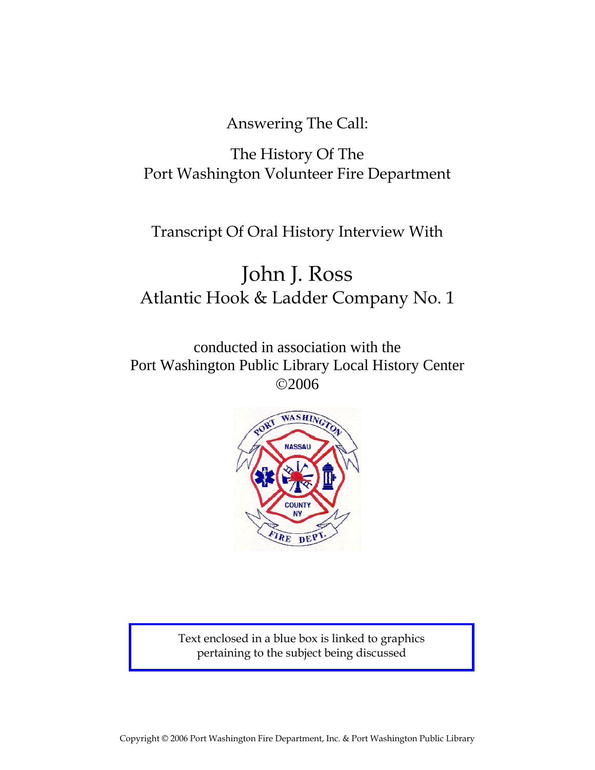Answering The Call:

The History Of The
Port Washington Volunteer Fire Department

Transcript Of Oral History Interview With

# John J. Ross

## Atlantic Hook & Ladder Company No. 1

conducted in association with the
Port Washington Public Library Local History Center
©2006

Text enclosed in a blue box is linked to graphics pertaining to the subject being discussed

Copyright © 2006 Port Washington Fire Department, Inc. & Port Washington Public Library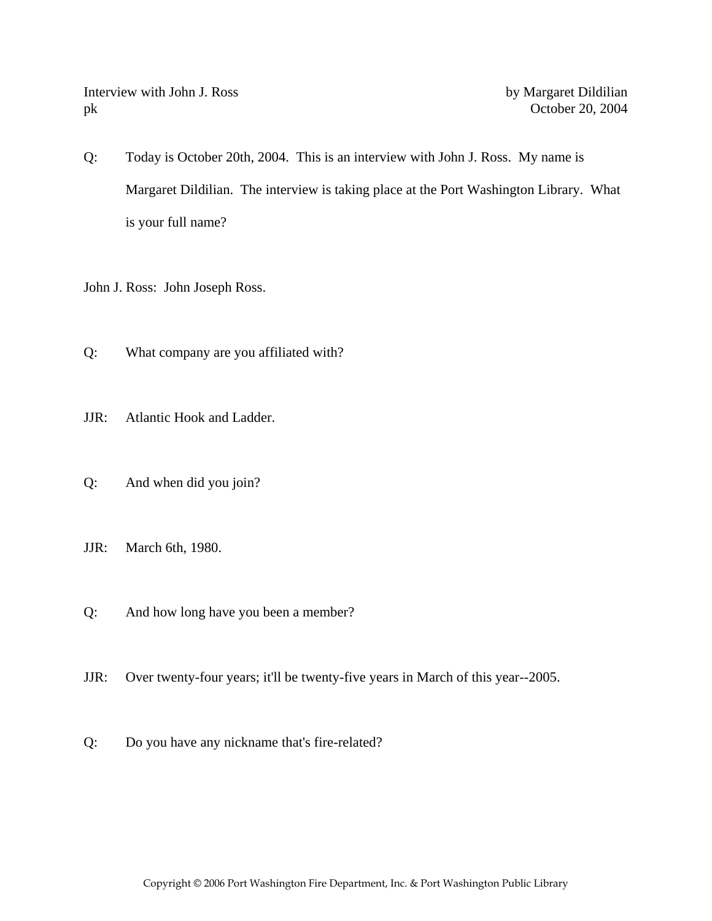Interview with John J. Ross — by Margaret Dildilian
pk — October 20, 2004

Q: Today is October 20th, 2004. This is an interview with John J. Ross. My name is Margaret Dildilian. The interview is taking place at the Port Washington Library. What is your full name?

John J. Ross: John Joseph Ross.

Q: What company are you affiliated with?

JJR: Atlantic Hook and Ladder.

Q: And when did you join?

JJR: March 6th, 1980.

Q: And how long have you been a member?

JJR: Over twenty-four years; it'll be twenty-five years in March of this year--2005.

Q: Do you have any nickname that's fire-related?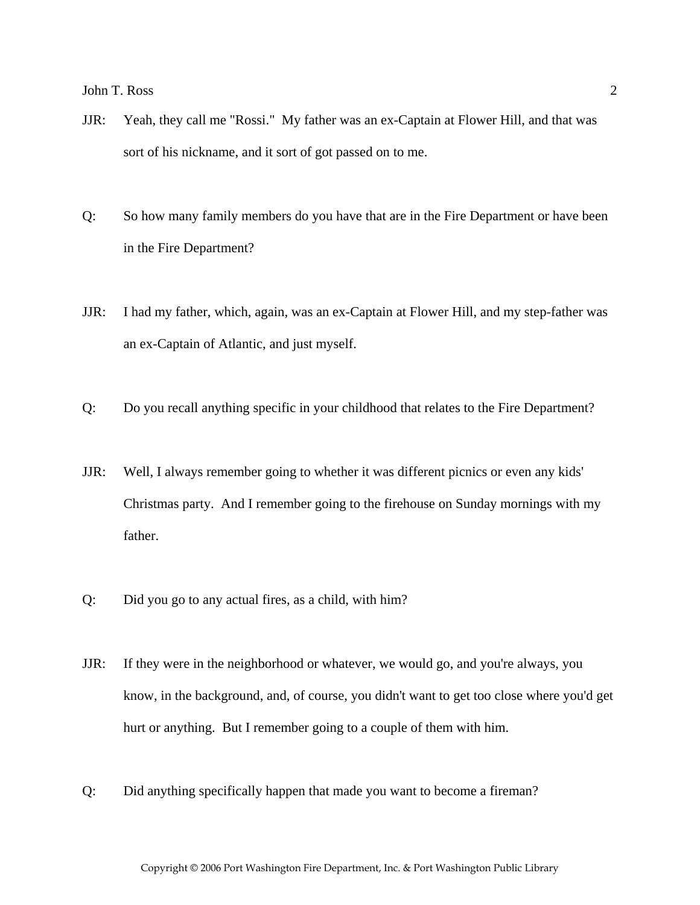JJR: Yeah, they call me "Rossi." My father was an ex-Captain at Flower Hill, and that was sort of his nickname, and it sort of got passed on to me.

Q: So how many family members do you have that are in the Fire Department or have been in the Fire Department?

JJR: I had my father, which, again, was an ex-Captain at Flower Hill, and my step-father was an ex-Captain of Atlantic, and just myself.

Q: Do you recall anything specific in your childhood that relates to the Fire Department?

JJR: Well, I always remember going to whether it was different picnics or even any kids' Christmas party. And I remember going to the firehouse on Sunday mornings with my father.

Q: Did you go to any actual fires, as a child, with him?

JJR: If they were in the neighborhood or whatever, we would go, and you're always, you know, in the background, and, of course, you didn't want to get too close where you'd get hurt or anything. But I remember going to a couple of them with him.

Q: Did anything specifically happen that made you want to become a fireman?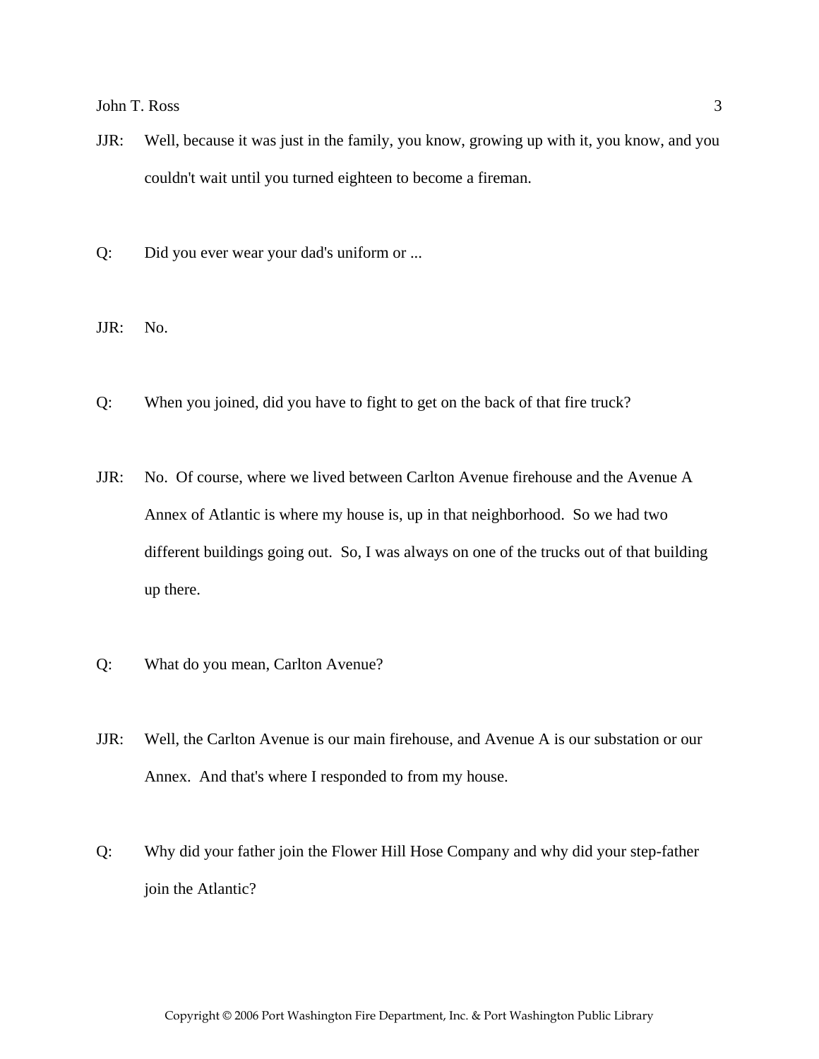JJR: Well, because it was just in the family, you know, growing up with it, you know, and you couldn't wait until you turned eighteen to become a fireman.

Q: Did you ever wear your dad's uniform or ...

JJR: No.

Q: When you joined, did you have to fight to get on the back of that fire truck?

JJR: No. Of course, where we lived between Carlton Avenue firehouse and the Avenue A Annex of Atlantic is where my house is, up in that neighborhood. So we had two different buildings going out. So, I was always on one of the trucks out of that building up there.

Q: What do you mean, Carlton Avenue?

JJR: Well, the Carlton Avenue is our main firehouse, and Avenue A is our substation or our Annex. And that's where I responded to from my house.

Q: Why did your father join the Flower Hill Hose Company and why did your step-father join the Atlantic?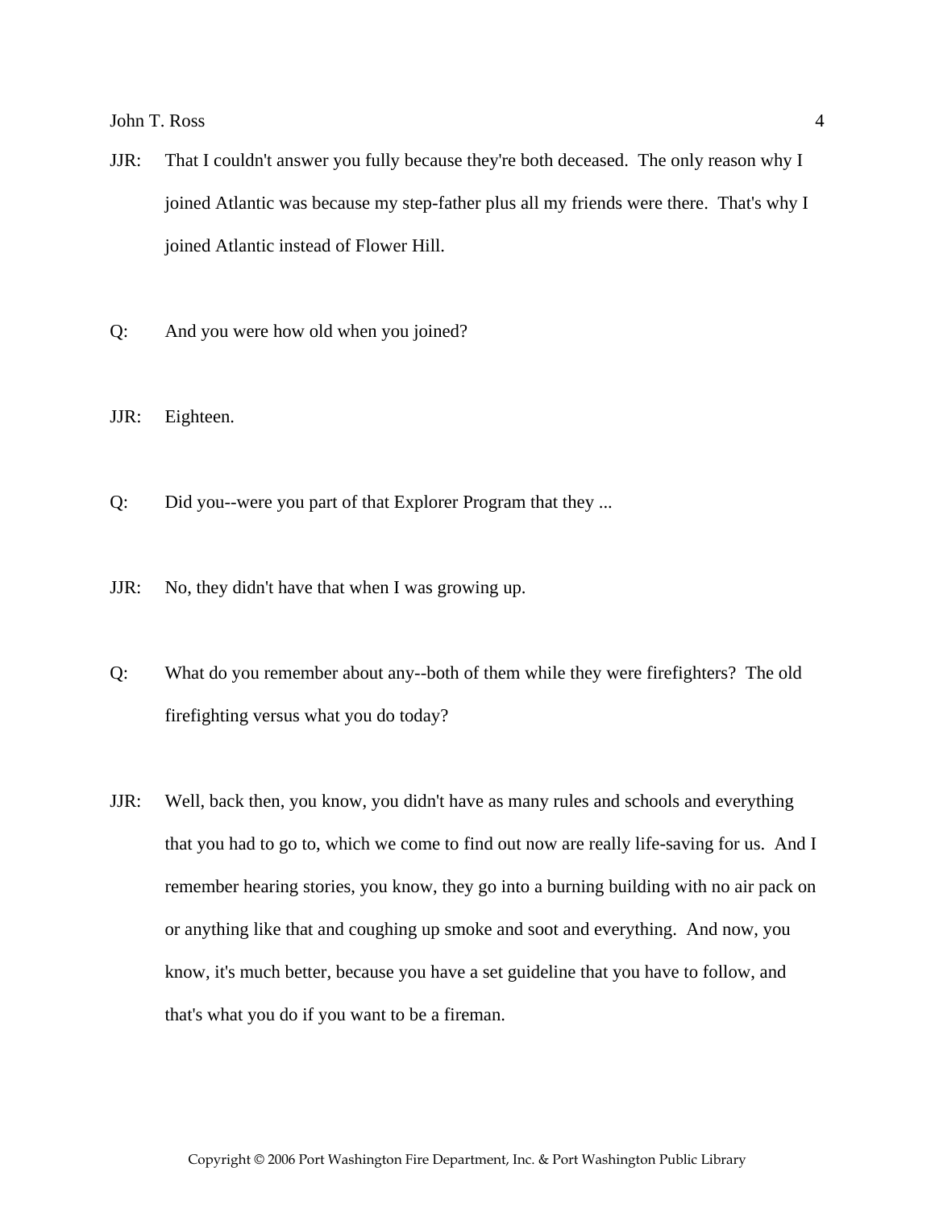JJR: That I couldn't answer you fully because they're both deceased. The only reason why I joined Atlantic was because my step-father plus all my friends were there. That's why I joined Atlantic instead of Flower Hill.

Q: And you were how old when you joined?

JJR: Eighteen.

Q: Did you--were you part of that Explorer Program that they ...

JJR: No, they didn't have that when I was growing up.

Q: What do you remember about any--both of them while they were firefighters? The old firefighting versus what you do today?

JJR: Well, back then, you know, you didn't have as many rules and schools and everything that you had to go to, which we come to find out now are really life-saving for us. And I remember hearing stories, you know, they go into a burning building with no air pack on or anything like that and coughing up smoke and soot and everything. And now, you know, it's much better, because you have a set guideline that you have to follow, and that's what you do if you want to be a fireman.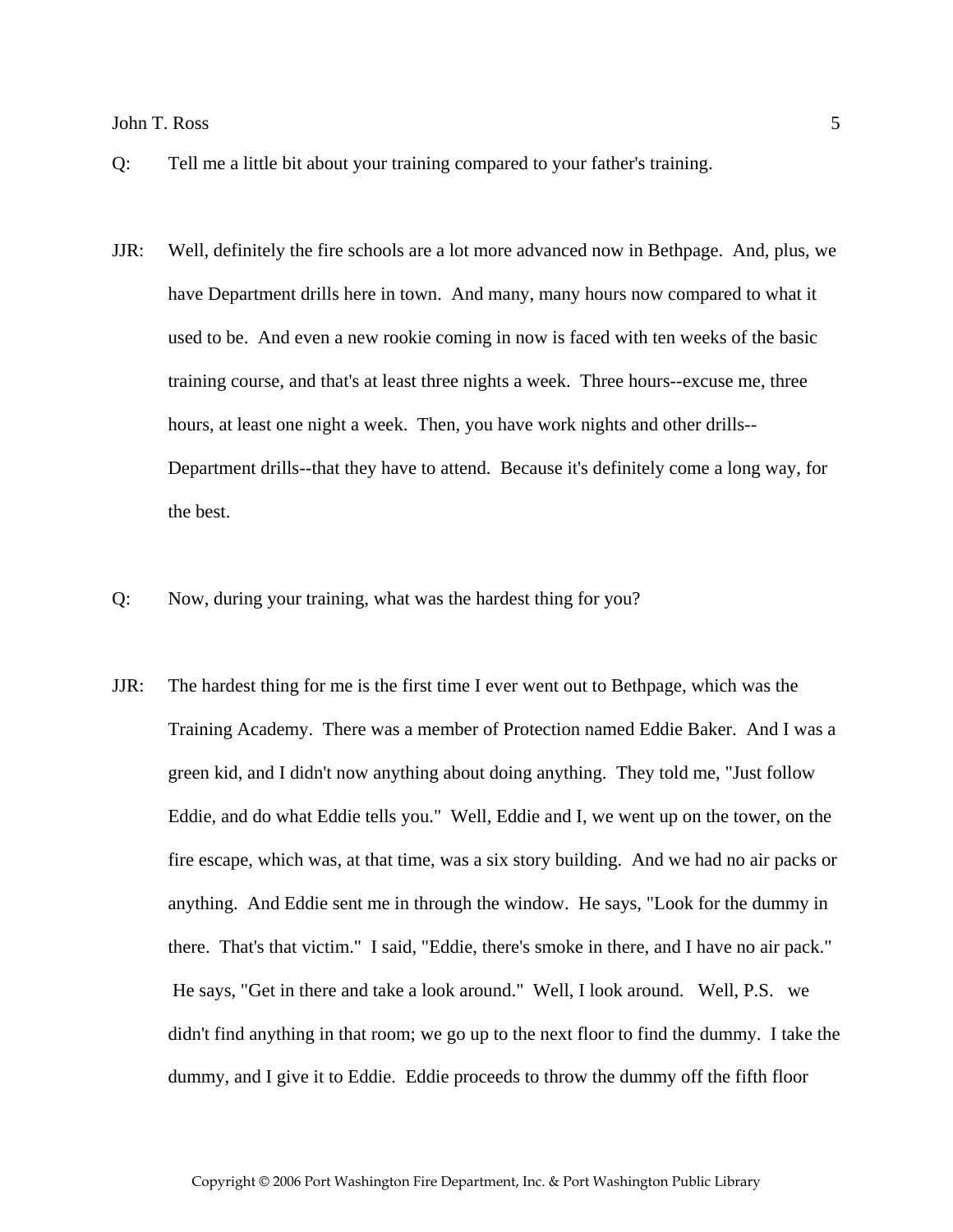Q: Tell me a little bit about your training compared to your father's training.

JJR: Well, definitely the fire schools are a lot more advanced now in Bethpage. And, plus, we have Department drills here in town. And many, many hours now compared to what it used to be. And even a new rookie coming in now is faced with ten weeks of the basic training course, and that's at least three nights a week. Three hours--excuse me, three hours, at least one night a week. Then, you have work nights and other drills--Department drills--that they have to attend. Because it's definitely come a long way, for the best.

Q: Now, during your training, what was the hardest thing for you?

JJR: The hardest thing for me is the first time I ever went out to Bethpage, which was the Training Academy. There was a member of Protection named Eddie Baker. And I was a green kid, and I didn't now anything about doing anything. They told me, "Just follow Eddie, and do what Eddie tells you." Well, Eddie and I, we went up on the tower, on the fire escape, which was, at that time, was a six story building. And we had no air packs or anything. And Eddie sent me in through the window. He says, "Look for the dummy in there. That's that victim." I said, "Eddie, there's smoke in there, and I have no air pack." He says, "Get in there and take a look around." Well, I look around. Well, P.S. we didn't find anything in that room; we go up to the next floor to find the dummy. I take the dummy, and I give it to Eddie. Eddie proceeds to throw the dummy off the fifth floor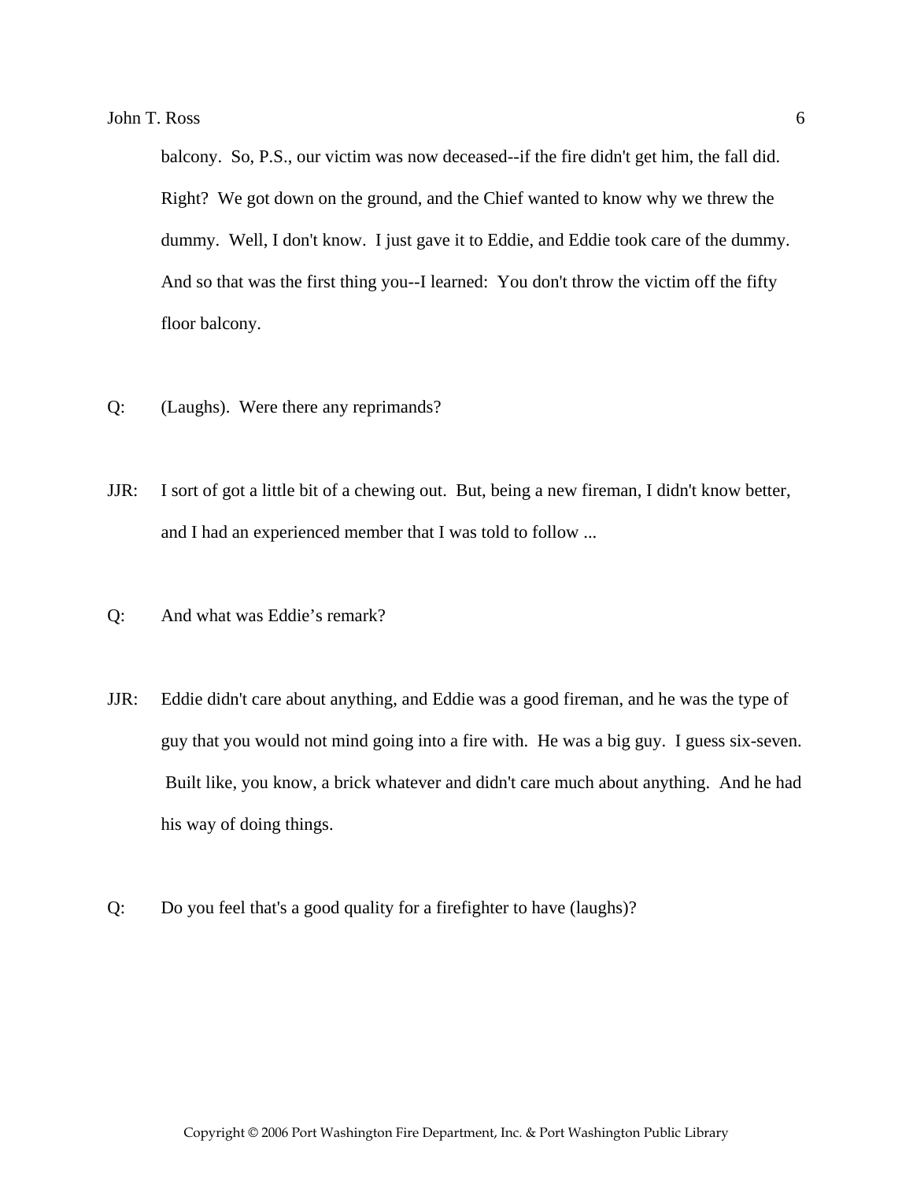balcony. So, P.S., our victim was now deceased--if the fire didn't get him, the fall did. Right? We got down on the ground, and the Chief wanted to know why we threw the dummy. Well, I don't know. I just gave it to Eddie, and Eddie took care of the dummy. And so that was the first thing you--I learned: You don't throw the victim off the fifty floor balcony.

Q: (Laughs). Were there any reprimands?

JJR: I sort of got a little bit of a chewing out. But, being a new fireman, I didn't know better, and I had an experienced member that I was told to follow ...

Q: And what was Eddie's remark?

JJR: Eddie didn't care about anything, and Eddie was a good fireman, and he was the type of guy that you would not mind going into a fire with. He was a big guy. I guess six-seven. Built like, you know, a brick whatever and didn't care much about anything. And he had his way of doing things.

Q: Do you feel that's a good quality for a firefighter to have (laughs)?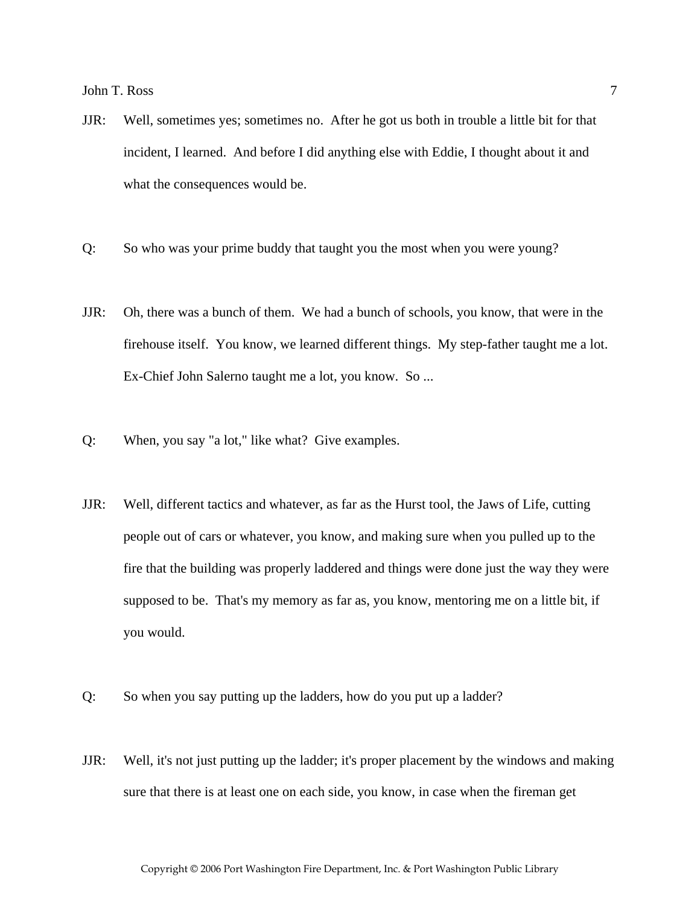JJR: Well, sometimes yes; sometimes no. After he got us both in trouble a little bit for that incident, I learned. And before I did anything else with Eddie, I thought about it and what the consequences would be.

Q: So who was your prime buddy that taught you the most when you were young?

JJR: Oh, there was a bunch of them. We had a bunch of schools, you know, that were in the firehouse itself. You know, we learned different things. My step-father taught me a lot. Ex-Chief John Salerno taught me a lot, you know. So ...

Q: When, you say "a lot," like what? Give examples.

JJR: Well, different tactics and whatever, as far as the Hurst tool, the Jaws of Life, cutting people out of cars or whatever, you know, and making sure when you pulled up to the fire that the building was properly laddered and things were done just the way they were supposed to be. That's my memory as far as, you know, mentoring me on a little bit, if you would.

Q: So when you say putting up the ladders, how do you put up a ladder?

JJR: Well, it's not just putting up the ladder; it's proper placement by the windows and making sure that there is at least one on each side, you know, in case when the fireman get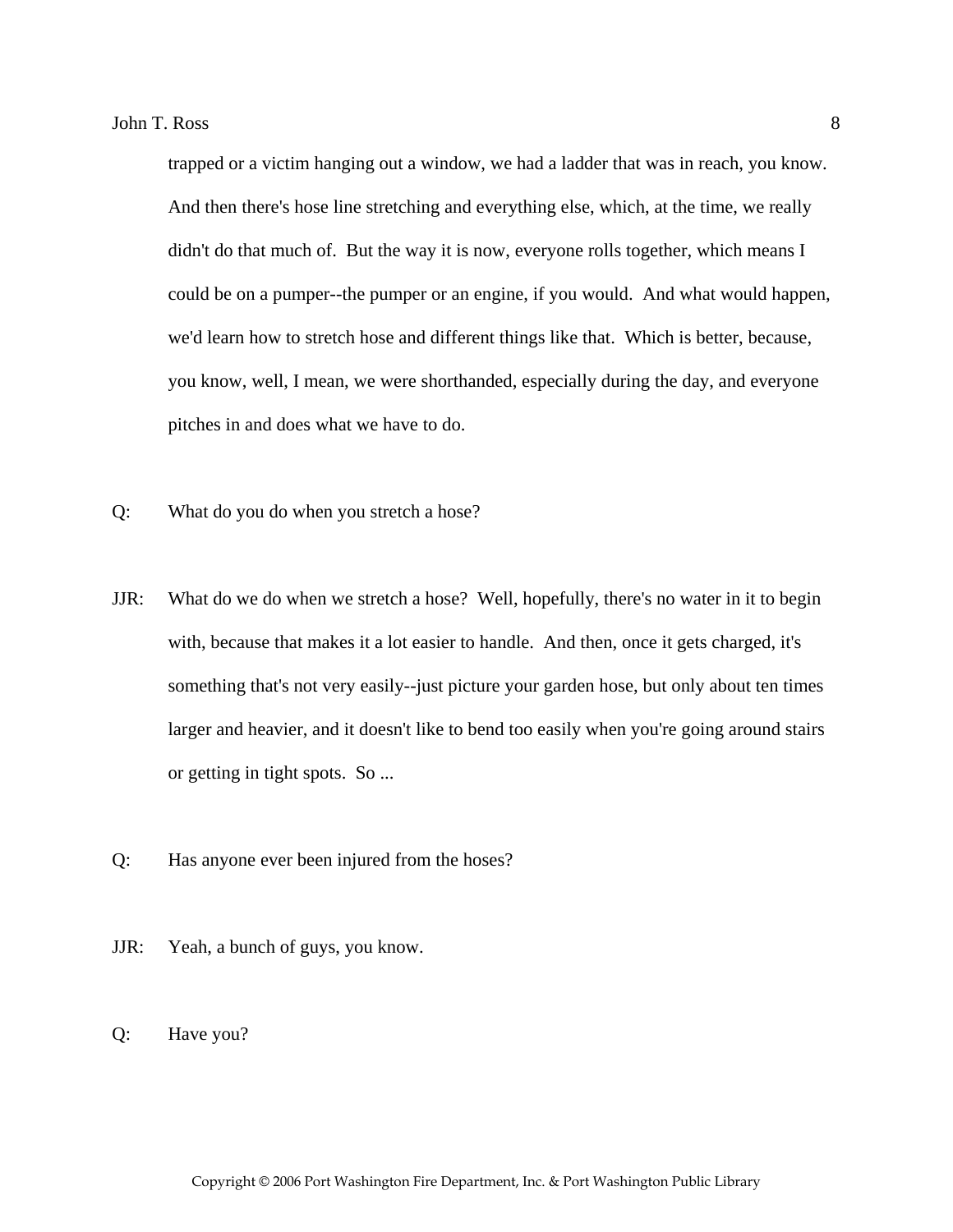trapped or a victim hanging out a window, we had a ladder that was in reach, you know. And then there's hose line stretching and everything else, which, at the time, we really didn't do that much of. But the way it is now, everyone rolls together, which means I could be on a pumper--the pumper or an engine, if you would. And what would happen, we'd learn how to stretch hose and different things like that. Which is better, because, you know, well, I mean, we were shorthanded, especially during the day, and everyone pitches in and does what we have to do.

Q: What do you do when you stretch a hose?

JJR: What do we do when we stretch a hose? Well, hopefully, there's no water in it to begin with, because that makes it a lot easier to handle. And then, once it gets charged, it's something that's not very easily--just picture your garden hose, but only about ten times larger and heavier, and it doesn't like to bend too easily when you're going around stairs or getting in tight spots. So ...

Q: Has anyone ever been injured from the hoses?

JJR: Yeah, a bunch of guys, you know.

Q: Have you?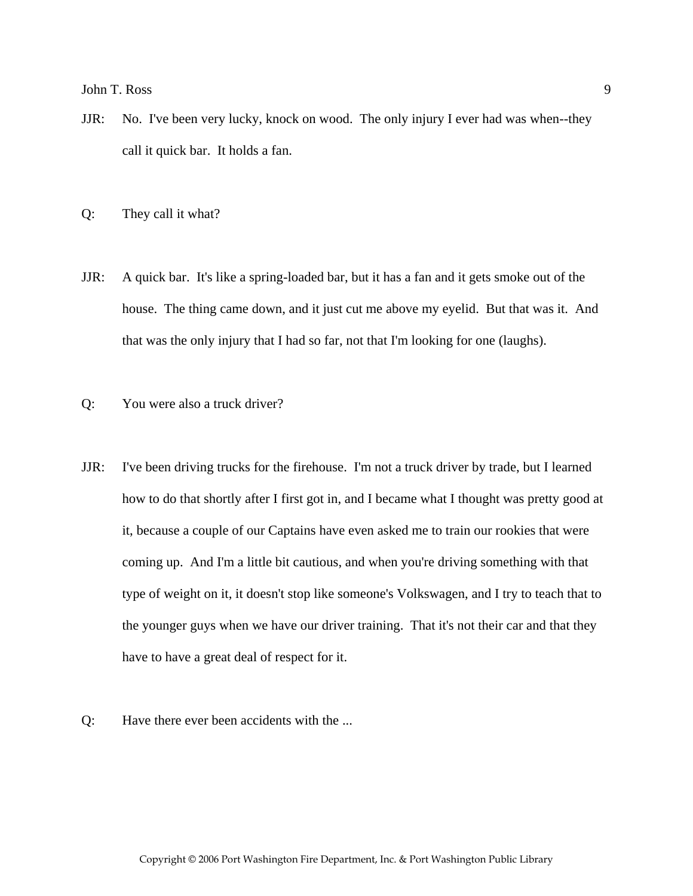JJR: No. I've been very lucky, knock on wood. The only injury I ever had was when--they call it quick bar. It holds a fan.

Q: They call it what?

JJR: A quick bar. It's like a spring-loaded bar, but it has a fan and it gets smoke out of the house. The thing came down, and it just cut me above my eyelid. But that was it. And that was the only injury that I had so far, not that I'm looking for one (laughs).

Q: You were also a truck driver?

JJR: I've been driving trucks for the firehouse. I'm not a truck driver by trade, but I learned how to do that shortly after I first got in, and I became what I thought was pretty good at it, because a couple of our Captains have even asked me to train our rookies that were coming up. And I'm a little bit cautious, and when you're driving something with that type of weight on it, it doesn't stop like someone's Volkswagen, and I try to teach that to the younger guys when we have our driver training. That it's not their car and that they have to have a great deal of respect for it.

Q: Have there ever been accidents with the ...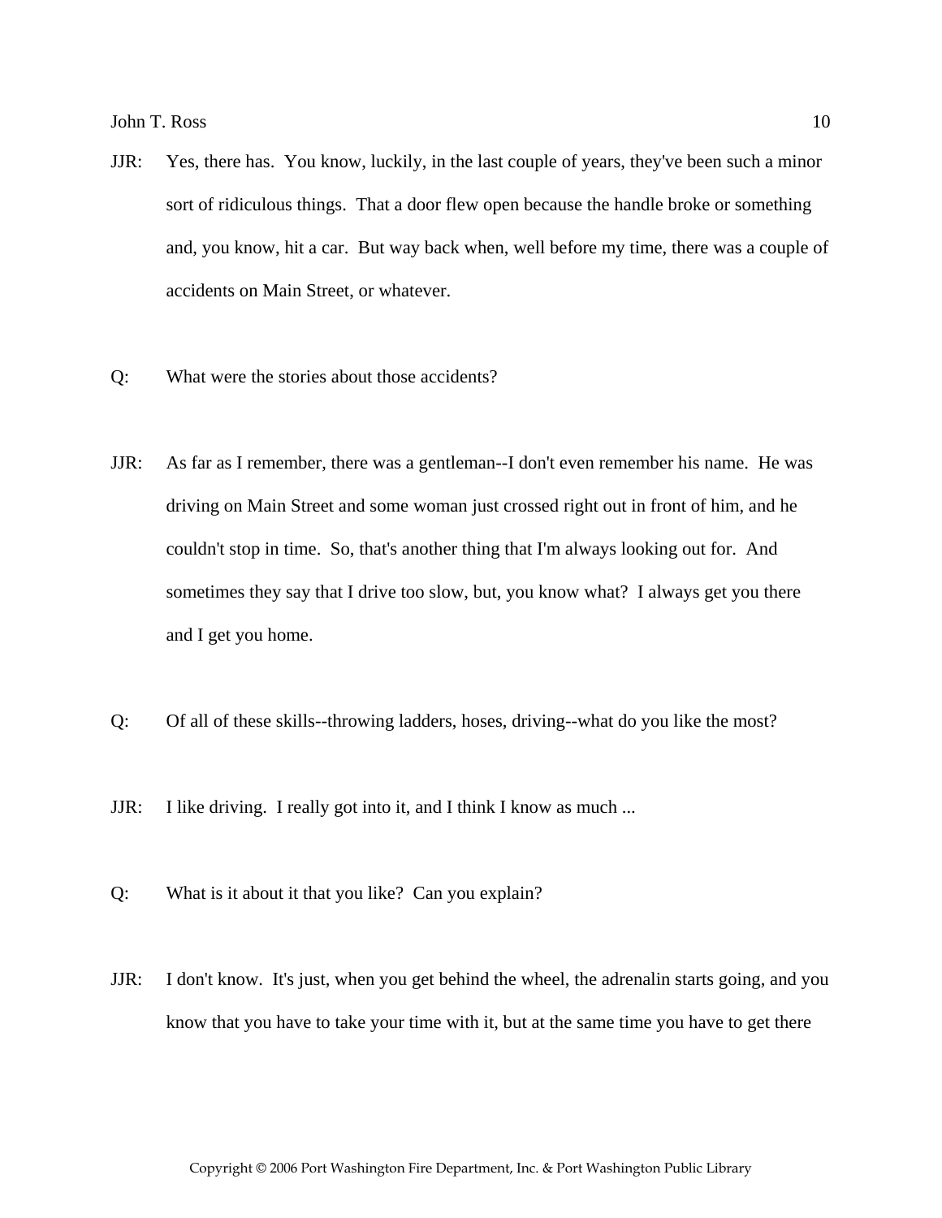JJR: Yes, there has. You know, luckily, in the last couple of years, they've been such a minor sort of ridiculous things. That a door flew open because the handle broke or something and, you know, hit a car. But way back when, well before my time, there was a couple of accidents on Main Street, or whatever.

Q: What were the stories about those accidents?

JJR: As far as I remember, there was a gentleman--I don't even remember his name. He was driving on Main Street and some woman just crossed right out in front of him, and he couldn't stop in time. So, that's another thing that I'm always looking out for. And sometimes they say that I drive too slow, but, you know what? I always get you there and I get you home.

Q: Of all of these skills--throwing ladders, hoses, driving--what do you like the most?

JJR: I like driving. I really got into it, and I think I know as much ...

Q: What is it about it that you like? Can you explain?

JJR: I don't know. It's just, when you get behind the wheel, the adrenalin starts going, and you know that you have to take your time with it, but at the same time you have to get there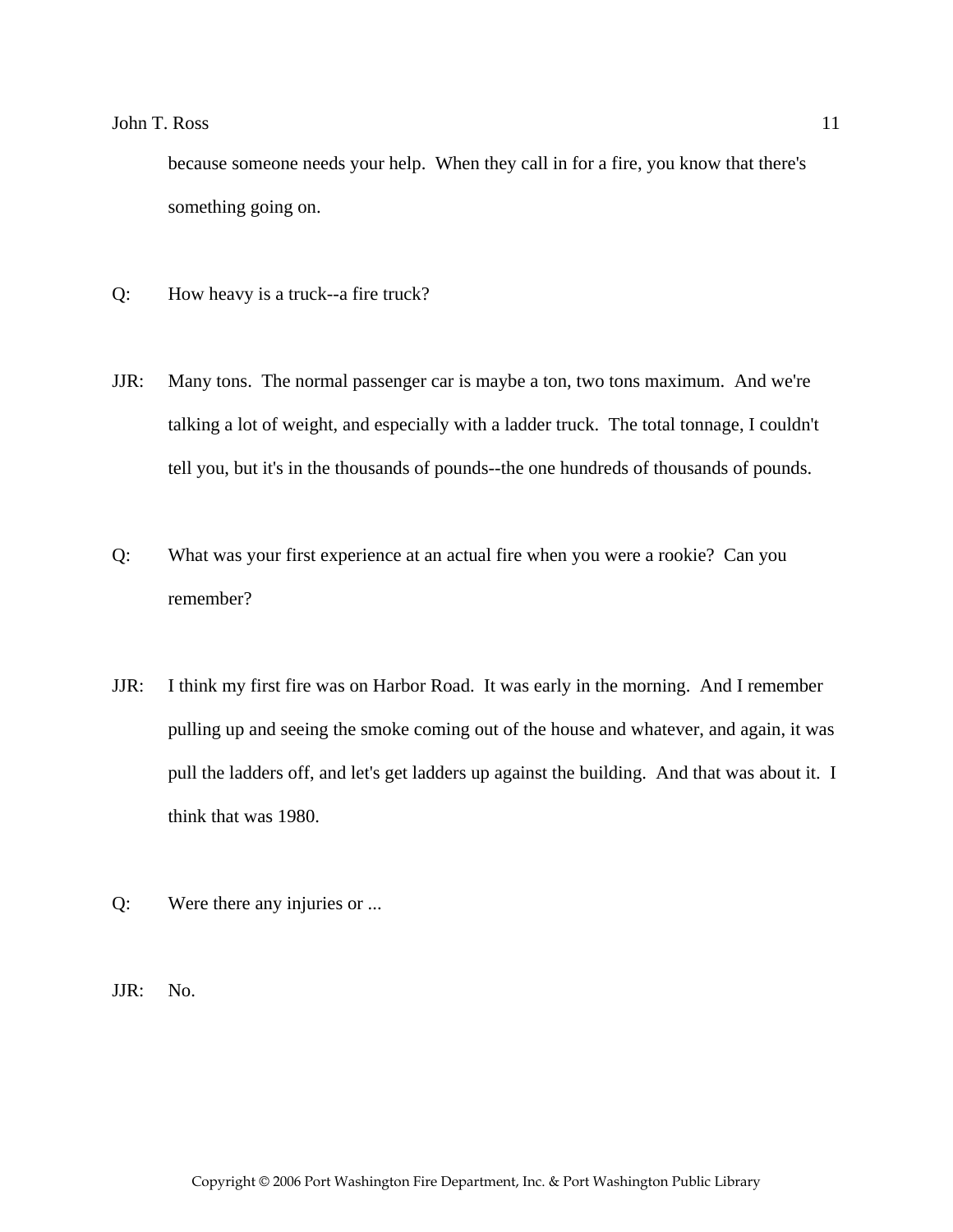because someone needs your help. When they call in for a fire, you know that there's something going on.

Q: How heavy is a truck--a fire truck?

JJR: Many tons. The normal passenger car is maybe a ton, two tons maximum. And we're talking a lot of weight, and especially with a ladder truck. The total tonnage, I couldn't tell you, but it's in the thousands of pounds--the one hundreds of thousands of pounds.

Q: What was your first experience at an actual fire when you were a rookie? Can you remember?

JJR: I think my first fire was on Harbor Road. It was early in the morning. And I remember pulling up and seeing the smoke coming out of the house and whatever, and again, it was pull the ladders off, and let's get ladders up against the building. And that was about it. I think that was 1980.

Q: Were there any injuries or ...

JJR: No.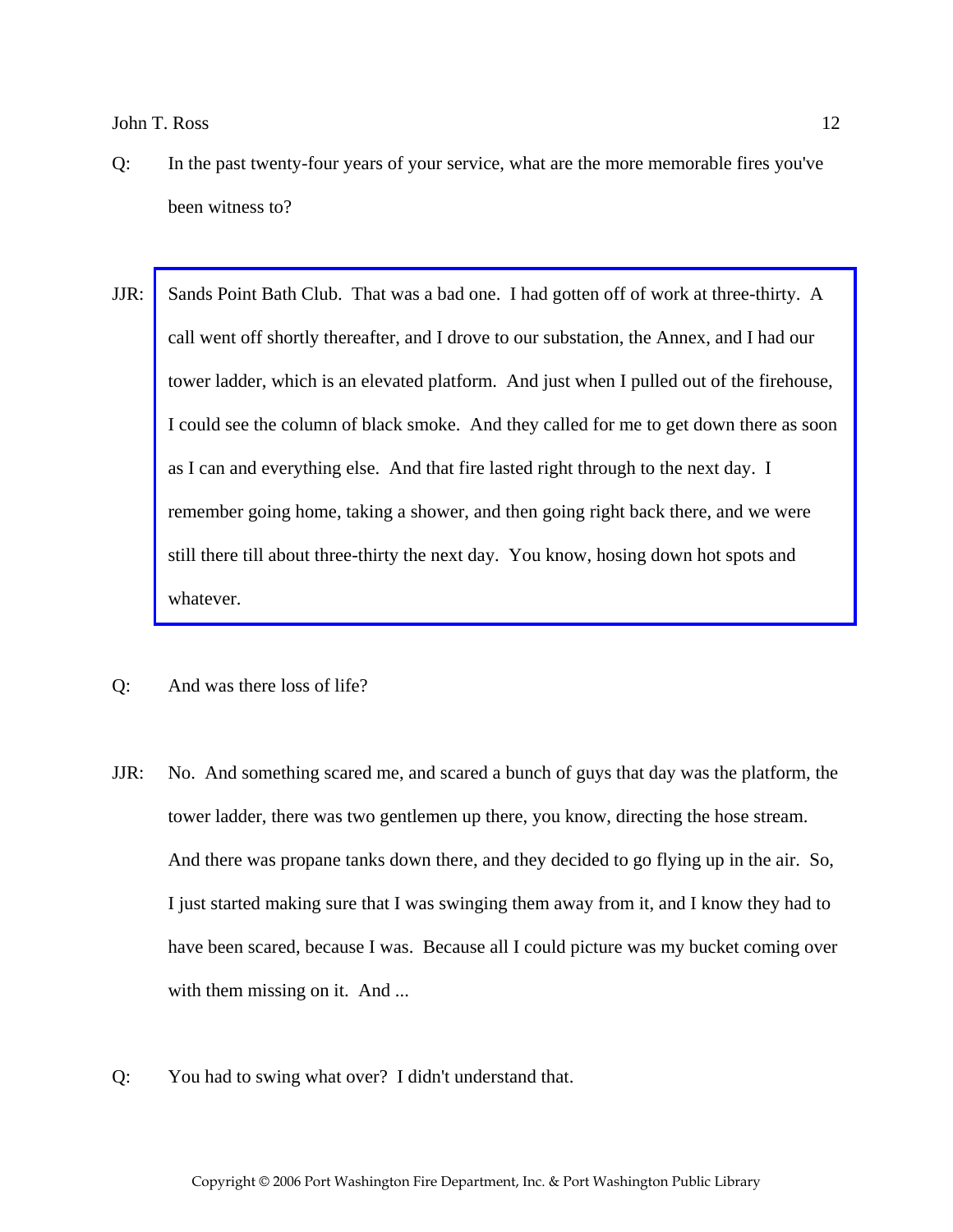Q: In the past twenty-four years of your service, what are the more memorable fires you've been witness to?

JJR: Sands Point Bath Club. That was a bad one. I had gotten off of work at three-thirty. A call went off shortly thereafter, and I drove to our substation, the Annex, and I had our tower ladder, which is an elevated platform. And just when I pulled out of the firehouse, I could see the column of black smoke. And they called for me to get down there as soon as I can and everything else. And that fire lasted right through to the next day. I remember going home, taking a shower, and then going right back there, and we were still there till about three-thirty the next day. You know, hosing down hot spots and whatever.

Q: And was there loss of life?

JJR: No. And something scared me, and scared a bunch of guys that day was the platform, the tower ladder, there was two gentlemen up there, you know, directing the hose stream. And there was propane tanks down there, and they decided to go flying up in the air. So, I just started making sure that I was swinging them away from it, and I know they had to have been scared, because I was. Because all I could picture was my bucket coming over with them missing on it. And ...

Q: You had to swing what over? I didn't understand that.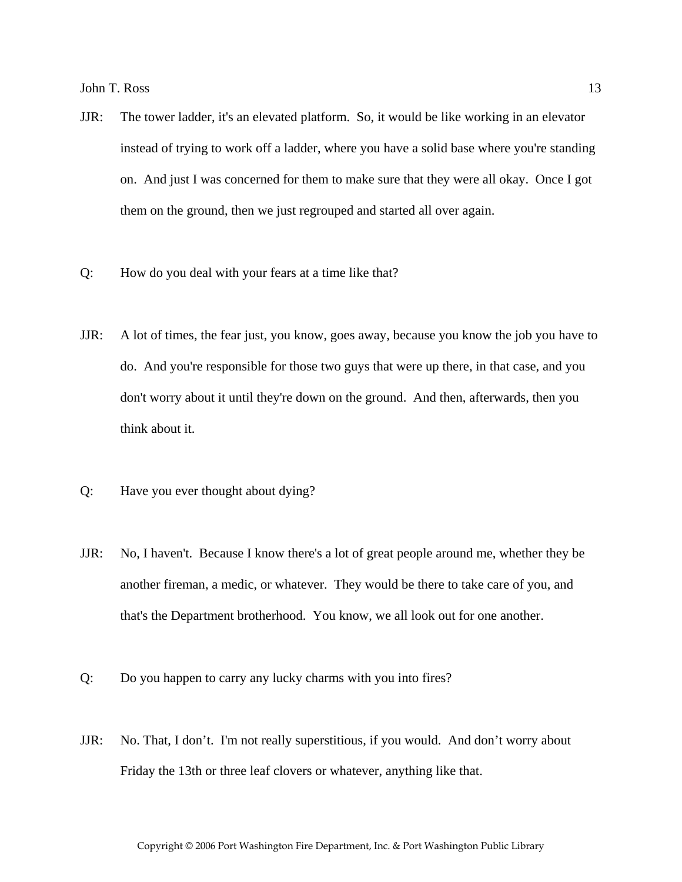JJR: The tower ladder, it's an elevated platform. So, it would be like working in an elevator instead of trying to work off a ladder, where you have a solid base where you're standing on. And just I was concerned for them to make sure that they were all okay. Once I got them on the ground, then we just regrouped and started all over again.

Q: How do you deal with your fears at a time like that?

JJR: A lot of times, the fear just, you know, goes away, because you know the job you have to do. And you're responsible for those two guys that were up there, in that case, and you don't worry about it until they're down on the ground. And then, afterwards, then you think about it.

Q: Have you ever thought about dying?

JJR: No, I haven't. Because I know there's a lot of great people around me, whether they be another fireman, a medic, or whatever. They would be there to take care of you, and that's the Department brotherhood. You know, we all look out for one another.

Q: Do you happen to carry any lucky charms with you into fires?

JJR: No. That, I don't. I'm not really superstitious, if you would. And don't worry about Friday the 13th or three leaf clovers or whatever, anything like that.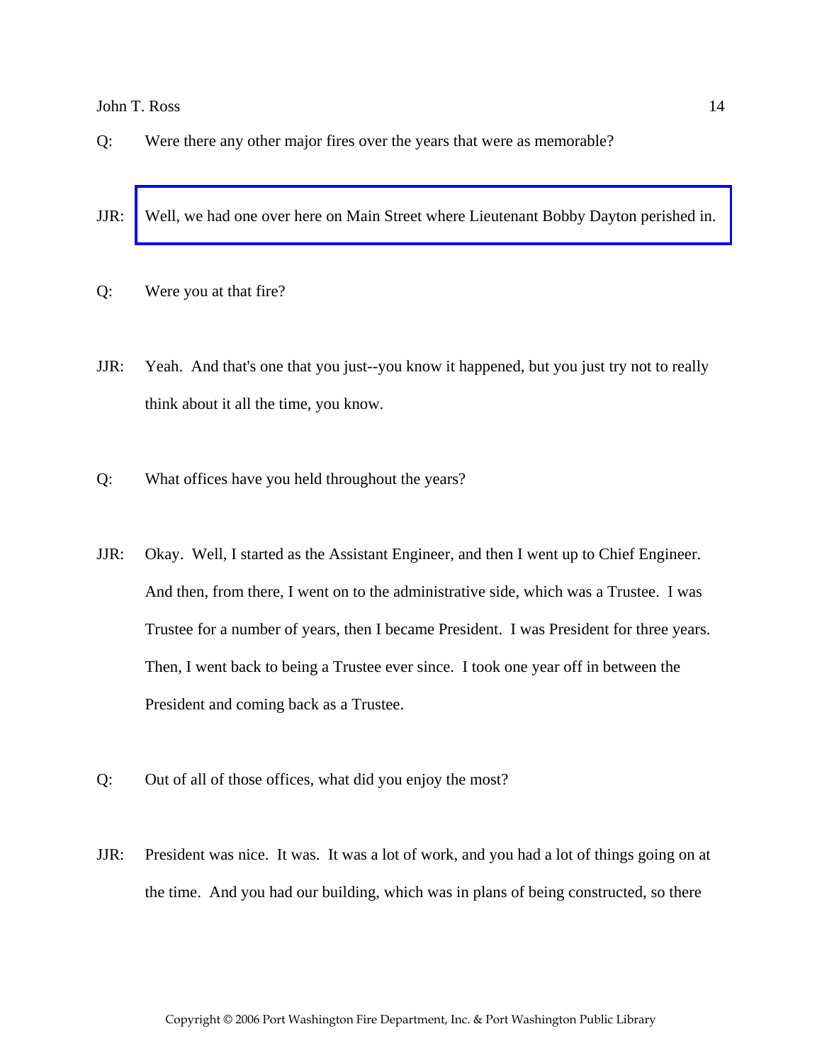Q: Were there any other major fires over the years that were as memorable?

JJR: Well, we had one over here on Main Street where Lieutenant Bobby Dayton perished in.

Q: Were you at that fire?

JJR: Yeah. And that's one that you just--you know it happened, but you just try not to really think about it all the time, you know.

Q: What offices have you held throughout the years?

JJR: Okay. Well, I started as the Assistant Engineer, and then I went up to Chief Engineer. And then, from there, I went on to the administrative side, which was a Trustee. I was Trustee for a number of years, then I became President. I was President for three years. Then, I went back to being a Trustee ever since. I took one year off in between the President and coming back as a Trustee.

Q: Out of all of those offices, what did you enjoy the most?

JJR: President was nice. It was. It was a lot of work, and you had a lot of things going on at the time. And you had our building, which was in plans of being constructed, so there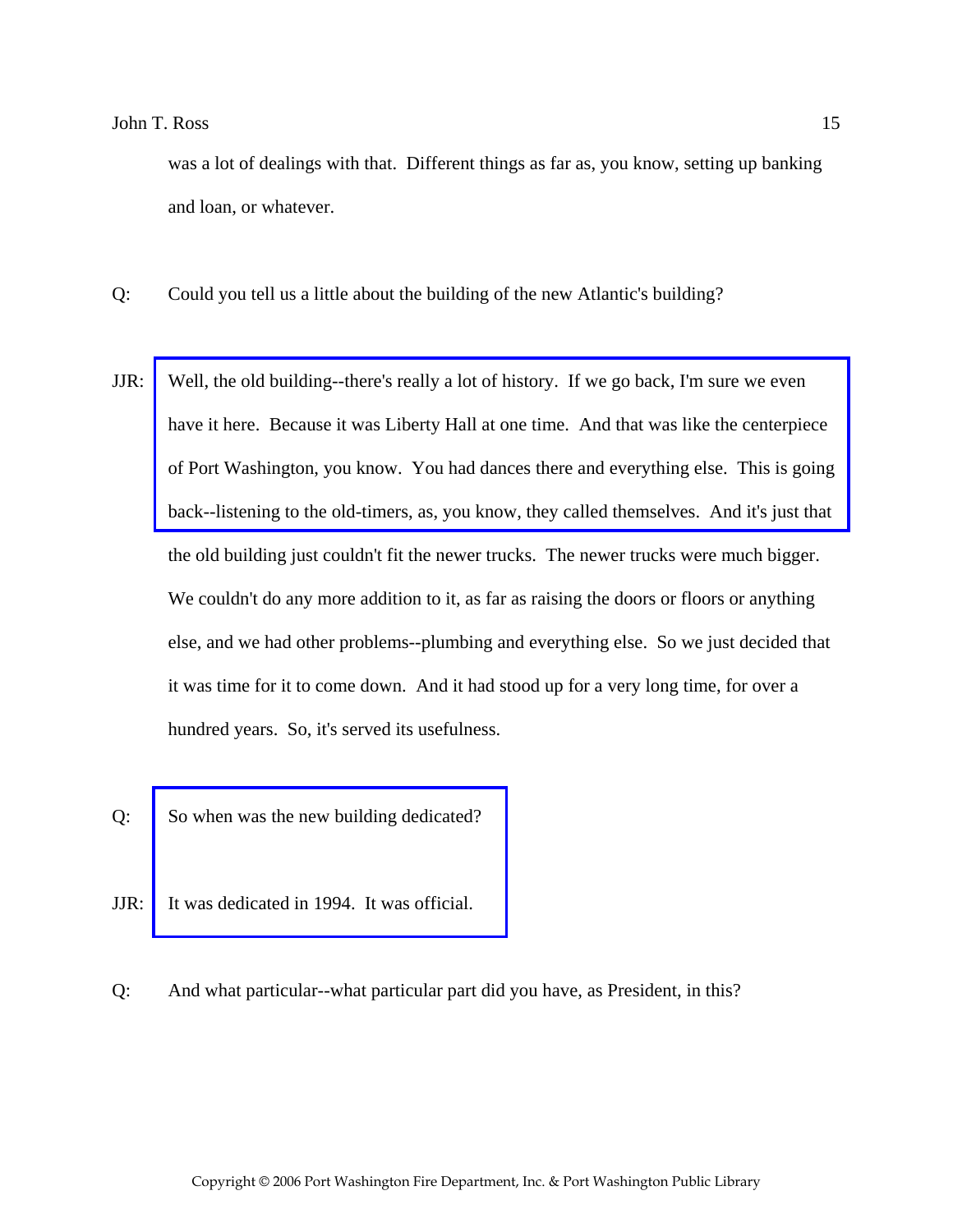was a lot of dealings with that. Different things as far as, you know, setting up banking and loan, or whatever.

Q: Could you tell us a little about the building of the new Atlantic's building?

JJR: Well, the old building--there's really a lot of history. If we go back, I'm sure we even have it here. Because it was Liberty Hall at one time. And that was like the centerpiece of Port Washington, you know. You had dances there and everything else. This is going back--listening to the old-timers, as, you know, they called themselves. And it's just that the old building just couldn't fit the newer trucks. The newer trucks were much bigger. We couldn't do any more addition to it, as far as raising the doors or floors or anything else, and we had other problems--plumbing and everything else. So we just decided that it was time for it to come down. And it had stood up for a very long time, for over a hundred years. So, it's served its usefulness.

Q: So when was the new building dedicated?

JJR: It was dedicated in 1994. It was official.

Q: And what particular--what particular part did you have, as President, in this?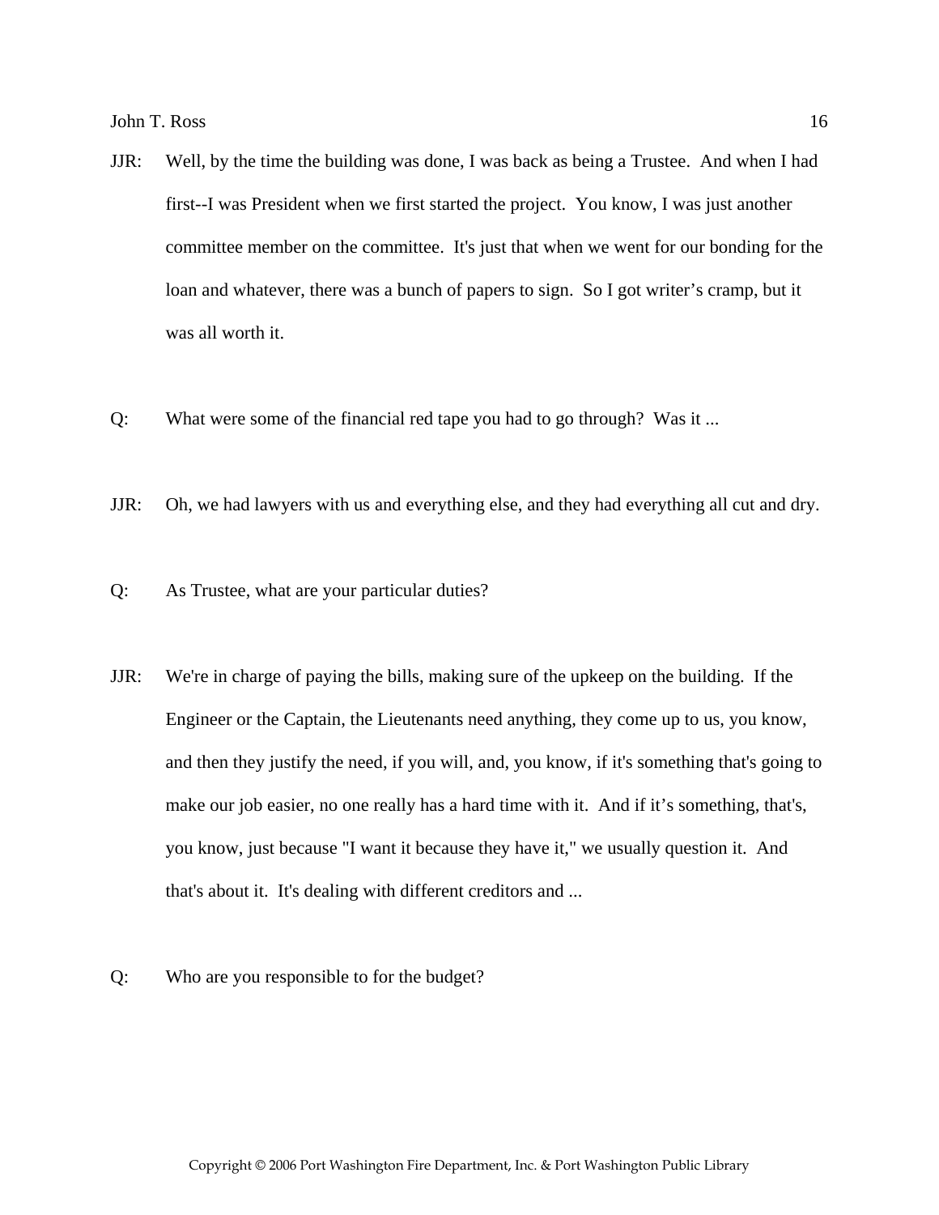JJR: Well, by the time the building was done, I was back as being a Trustee. And when I had first--I was President when we first started the project. You know, I was just another committee member on the committee. It's just that when we went for our bonding for the loan and whatever, there was a bunch of papers to sign. So I got writer’s cramp, but it was all worth it.

Q: What were some of the financial red tape you had to go through? Was it ...

JJR: Oh, we had lawyers with us and everything else, and they had everything all cut and dry.

Q: As Trustee, what are your particular duties?

JJR: We're in charge of paying the bills, making sure of the upkeep on the building. If the Engineer or the Captain, the Lieutenants need anything, they come up to us, you know, and then they justify the need, if you will, and, you know, if it's something that's going to make our job easier, no one really has a hard time with it. And if it’s something, that's, you know, just because "I want it because they have it," we usually question it. And that's about it. It's dealing with different creditors and ...

Q: Who are you responsible to for the budget?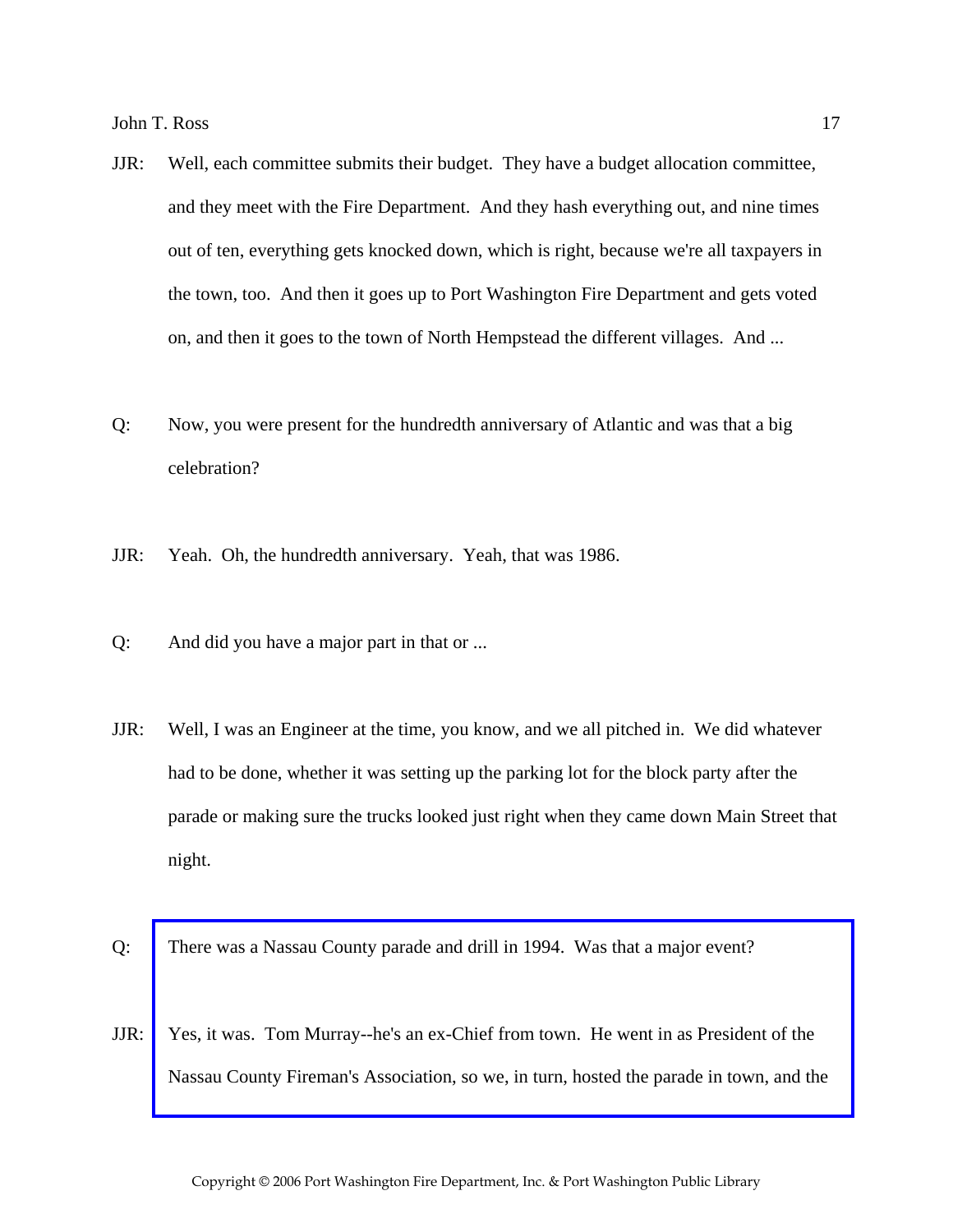JJR: Well, each committee submits their budget. They have a budget allocation committee, and they meet with the Fire Department. And they hash everything out, and nine times out of ten, everything gets knocked down, which is right, because we're all taxpayers in the town, too. And then it goes up to Port Washington Fire Department and gets voted on, and then it goes to the town of North Hempstead the different villages. And ...

Q: Now, you were present for the hundredth anniversary of Atlantic and was that a big celebration?

JJR: Yeah. Oh, the hundredth anniversary. Yeah, that was 1986.

Q: And did you have a major part in that or ...

JJR: Well, I was an Engineer at the time, you know, and we all pitched in. We did whatever had to be done, whether it was setting up the parking lot for the block party after the parade or making sure the trucks looked just right when they came down Main Street that night.

Q: There was a Nassau County parade and drill in 1994. Was that a major event?

JJR: Yes, it was. Tom Murray--he's an ex-Chief from town. He went in as President of the Nassau County Fireman's Association, so we, in turn, hosted the parade in town, and the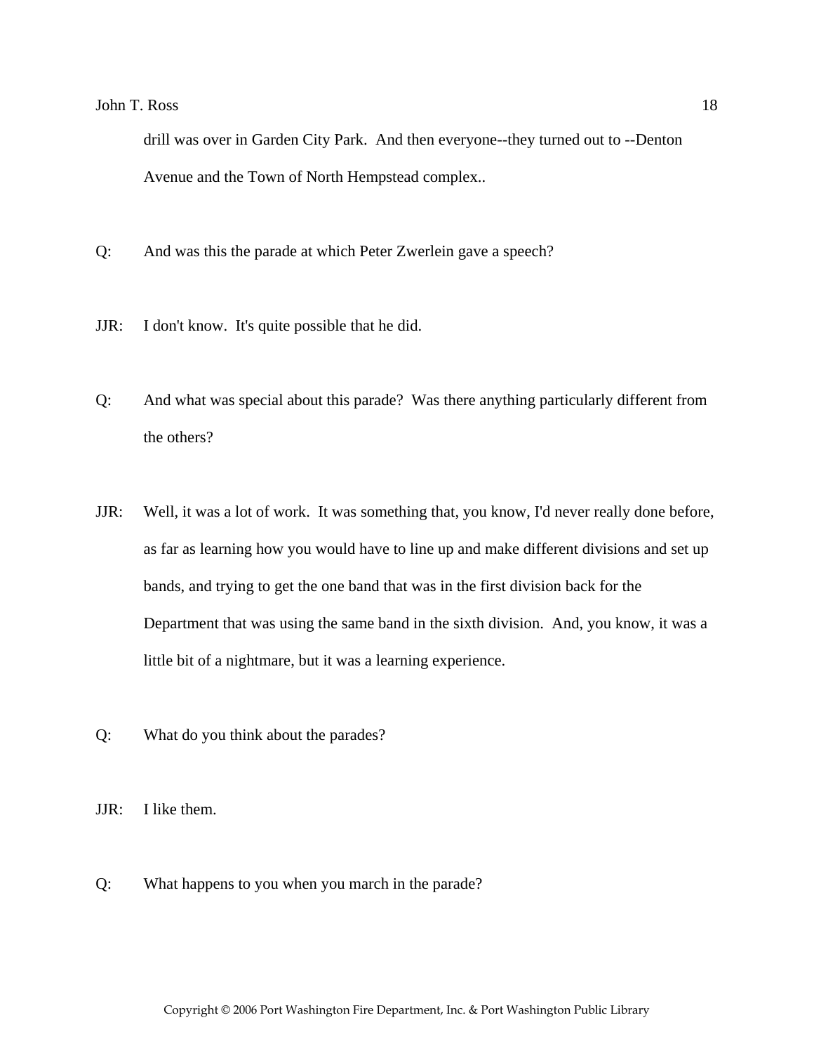drill was over in Garden City Park.  And then everyone--they turned out to --Denton Avenue and the Town of North Hempstead complex..

Q: And was this the parade at which Peter Zwerlein gave a speech?

JJR: I don't know.  It's quite possible that he did.

Q: And what was special about this parade?  Was there anything particularly different from the others?

JJR: Well, it was a lot of work.  It was something that, you know, I'd never really done before, as far as learning how you would have to line up and make different divisions and set up bands, and trying to get the one band that was in the first division back for the Department that was using the same band in the sixth division.  And, you know, it was a little bit of a nightmare, but it was a learning experience.

Q: What do you think about the parades?

JJR: I like them.

Q: What happens to you when you march in the parade?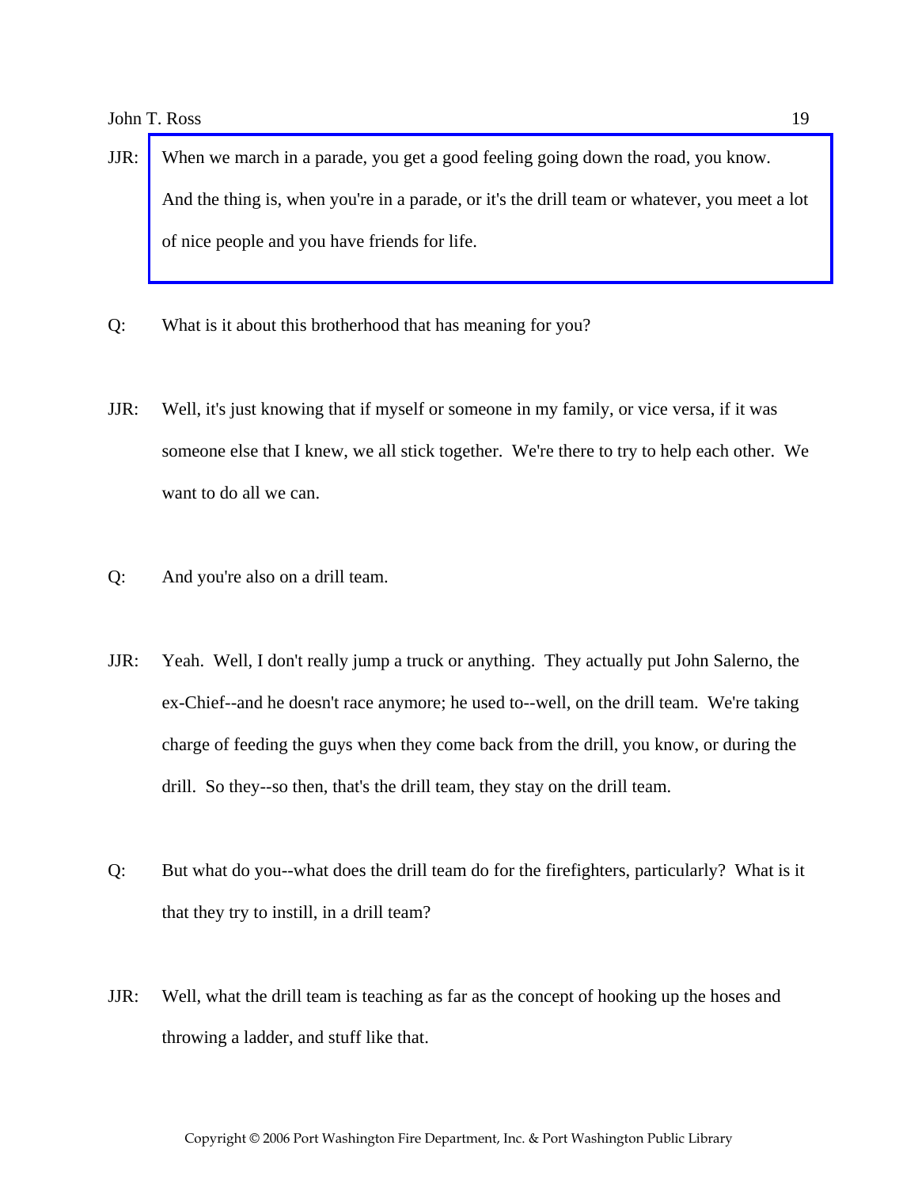JJR: When we march in a parade, you get a good feeling going down the road, you know. And the thing is, when you're in a parade, or it's the drill team or whatever, you meet a lot of nice people and you have friends for life.

Q: What is it about this brotherhood that has meaning for you?

JJR: Well, it's just knowing that if myself or someone in my family, or vice versa, if it was someone else that I knew, we all stick together. We're there to try to help each other. We want to do all we can.

Q: And you're also on a drill team.

JJR: Yeah. Well, I don't really jump a truck or anything. They actually put John Salerno, the ex-Chief--and he doesn't race anymore; he used to--well, on the drill team. We're taking charge of feeding the guys when they come back from the drill, you know, or during the drill. So they--so then, that's the drill team, they stay on the drill team.

Q: But what do you--what does the drill team do for the firefighters, particularly? What is it that they try to instill, in a drill team?

JJR: Well, what the drill team is teaching as far as the concept of hooking up the hoses and throwing a ladder, and stuff like that.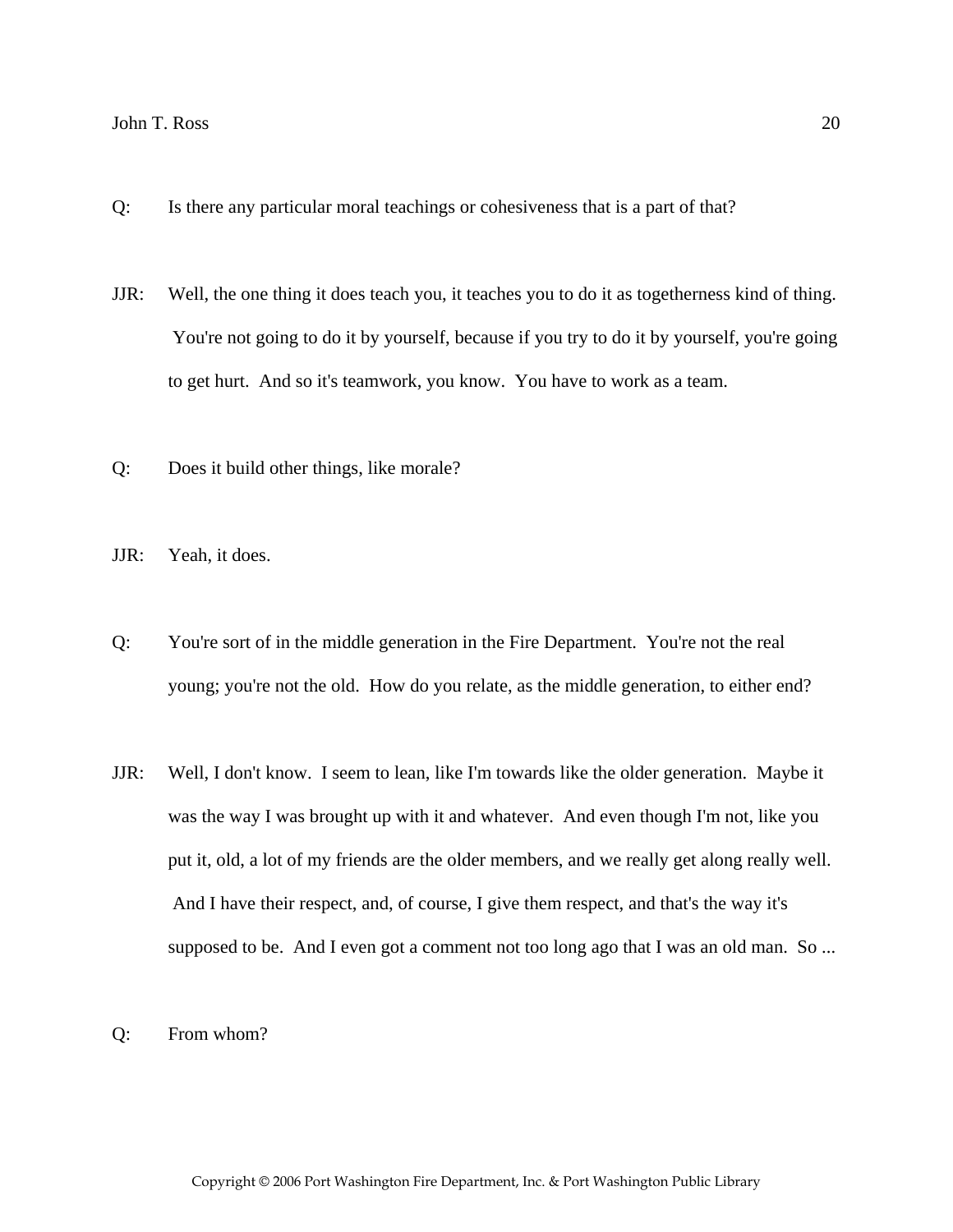Q: Is there any particular moral teachings or cohesiveness that is a part of that?

JJR: Well, the one thing it does teach you, it teaches you to do it as togetherness kind of thing. You're not going to do it by yourself, because if you try to do it by yourself, you're going to get hurt. And so it's teamwork, you know. You have to work as a team.

Q: Does it build other things, like morale?

JJR: Yeah, it does.

Q: You're sort of in the middle generation in the Fire Department. You're not the real young; you're not the old. How do you relate, as the middle generation, to either end?

JJR: Well, I don't know. I seem to lean, like I'm towards like the older generation. Maybe it was the way I was brought up with it and whatever. And even though I'm not, like you put it, old, a lot of my friends are the older members, and we really get along really well. And I have their respect, and, of course, I give them respect, and that's the way it's supposed to be. And I even got a comment not too long ago that I was an old man. So ...

Q: From whom?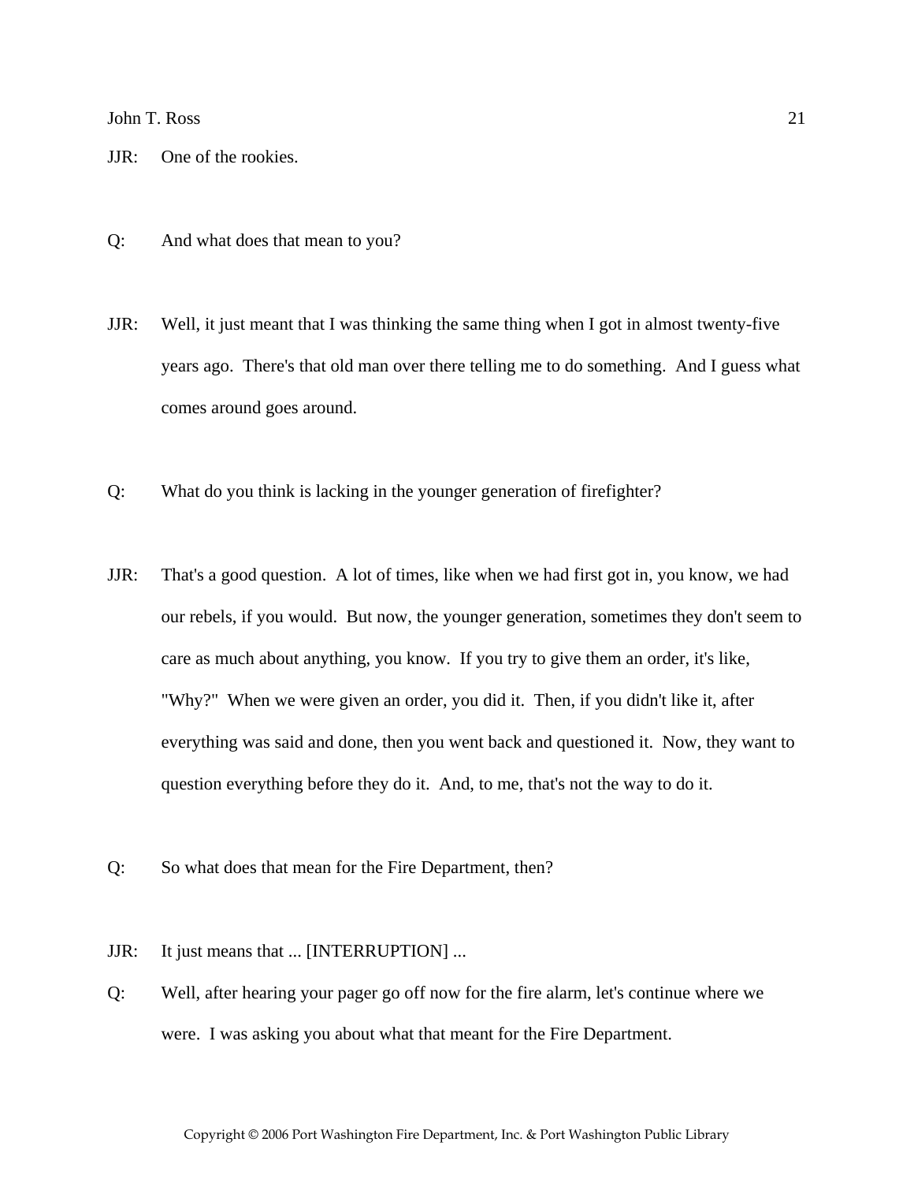JJR: One of the rookies.

Q: And what does that mean to you?

JJR: Well, it just meant that I was thinking the same thing when I got in almost twenty-five years ago. There's that old man over there telling me to do something. And I guess what comes around goes around.

Q: What do you think is lacking in the younger generation of firefighter?

JJR: That's a good question. A lot of times, like when we had first got in, you know, we had our rebels, if you would. But now, the younger generation, sometimes they don't seem to care as much about anything, you know. If you try to give them an order, it's like, "Why?" When we were given an order, you did it. Then, if you didn't like it, after everything was said and done, then you went back and questioned it. Now, they want to question everything before they do it. And, to me, that's not the way to do it.

Q: So what does that mean for the Fire Department, then?

JJR: It just means that ... [INTERRUPTION] ...

Q: Well, after hearing your pager go off now for the fire alarm, let's continue where we were. I was asking you about what that meant for the Fire Department.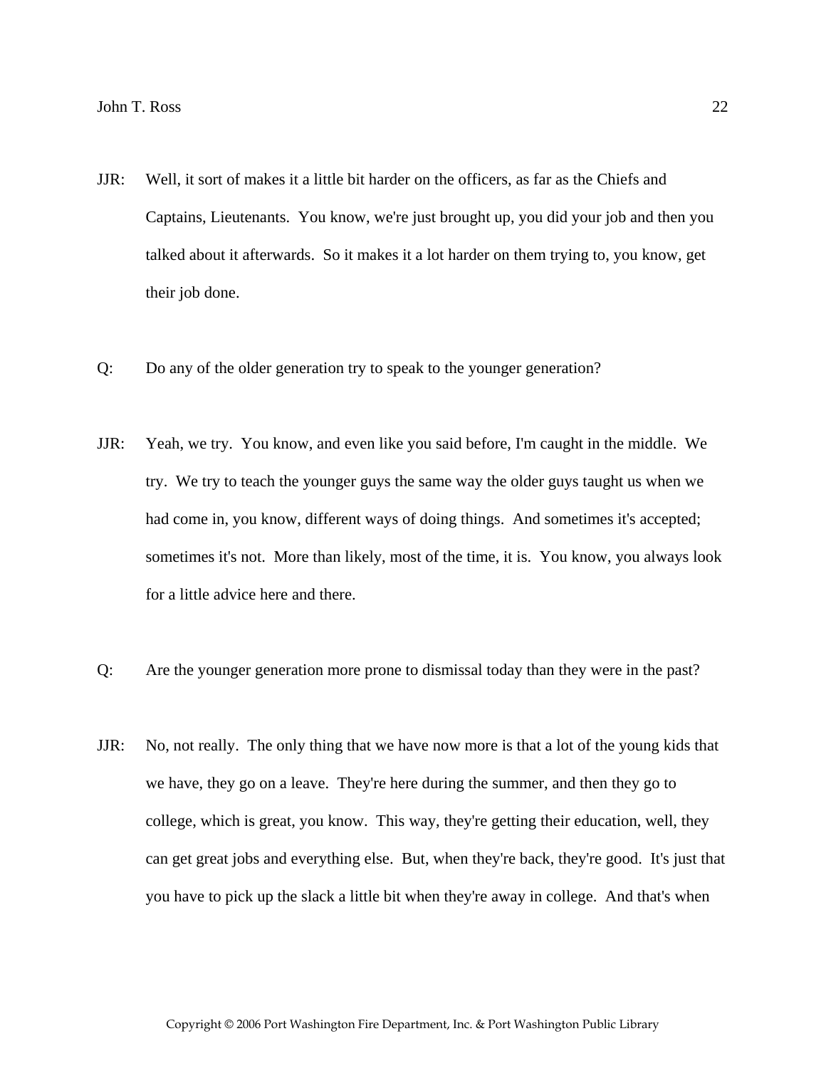JJR: Well, it sort of makes it a little bit harder on the officers, as far as the Chiefs and Captains, Lieutenants. You know, we're just brought up, you did your job and then you talked about it afterwards. So it makes it a lot harder on them trying to, you know, get their job done.

Q: Do any of the older generation try to speak to the younger generation?

JJR: Yeah, we try. You know, and even like you said before, I'm caught in the middle. We try. We try to teach the younger guys the same way the older guys taught us when we had come in, you know, different ways of doing things. And sometimes it's accepted; sometimes it's not. More than likely, most of the time, it is. You know, you always look for a little advice here and there.

Q: Are the younger generation more prone to dismissal today than they were in the past?

JJR: No, not really. The only thing that we have now more is that a lot of the young kids that we have, they go on a leave. They're here during the summer, and then they go to college, which is great, you know. This way, they're getting their education, well, they can get great jobs and everything else. But, when they're back, they're good. It's just that you have to pick up the slack a little bit when they're away in college. And that's when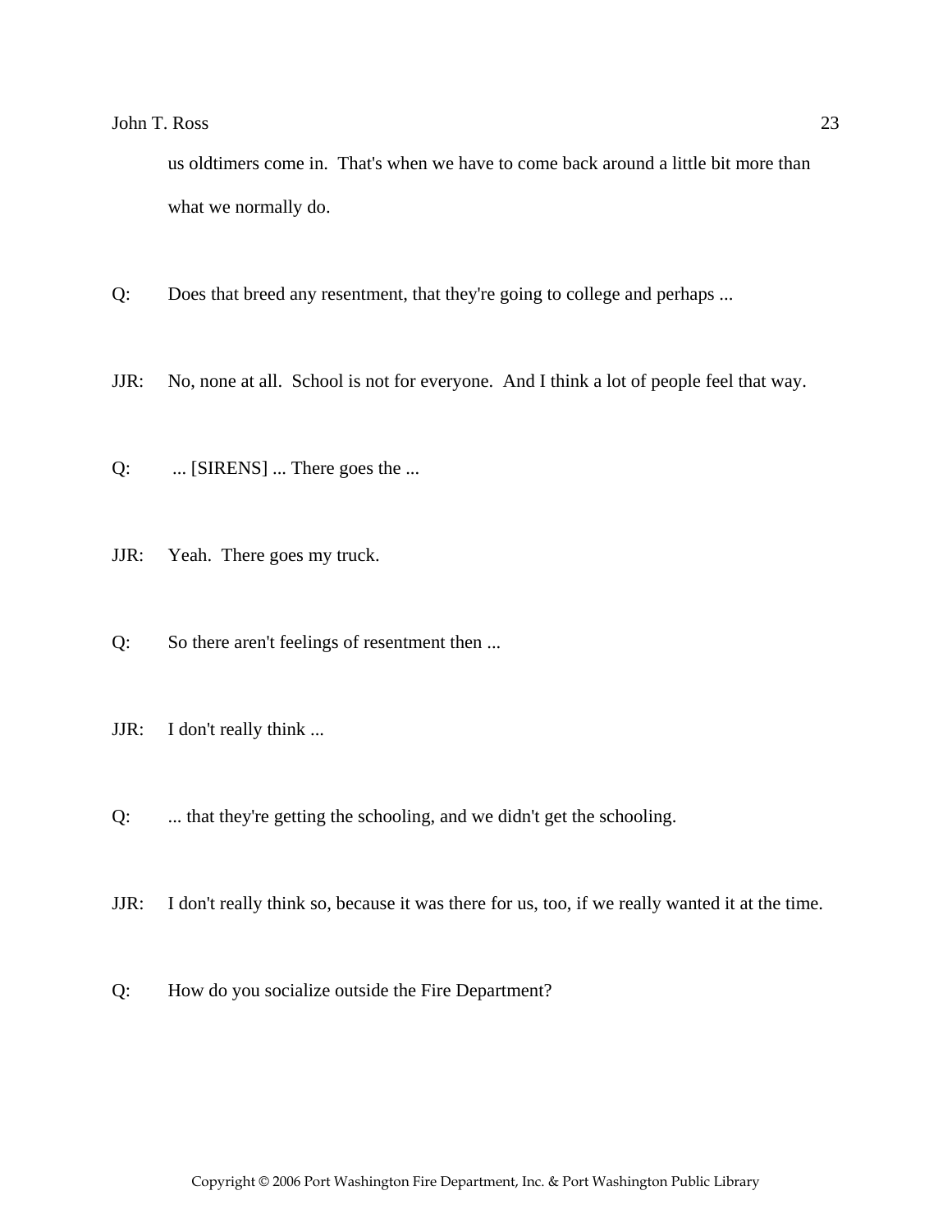us oldtimers come in.  That's when we have to come back around a little bit more than what we normally do.

Q: Does that breed any resentment, that they're going to college and perhaps ...

JJR: No, none at all.  School is not for everyone.  And I think a lot of people feel that way.

Q: ... [SIRENS] ... There goes the ...

JJR: Yeah.  There goes my truck.

Q: So there aren't feelings of resentment then ...

JJR: I don't really think ...

Q: ... that they're getting the schooling, and we didn't get the schooling.

JJR: I don't really think so, because it was there for us, too, if we really wanted it at the time.

Q: How do you socialize outside the Fire Department?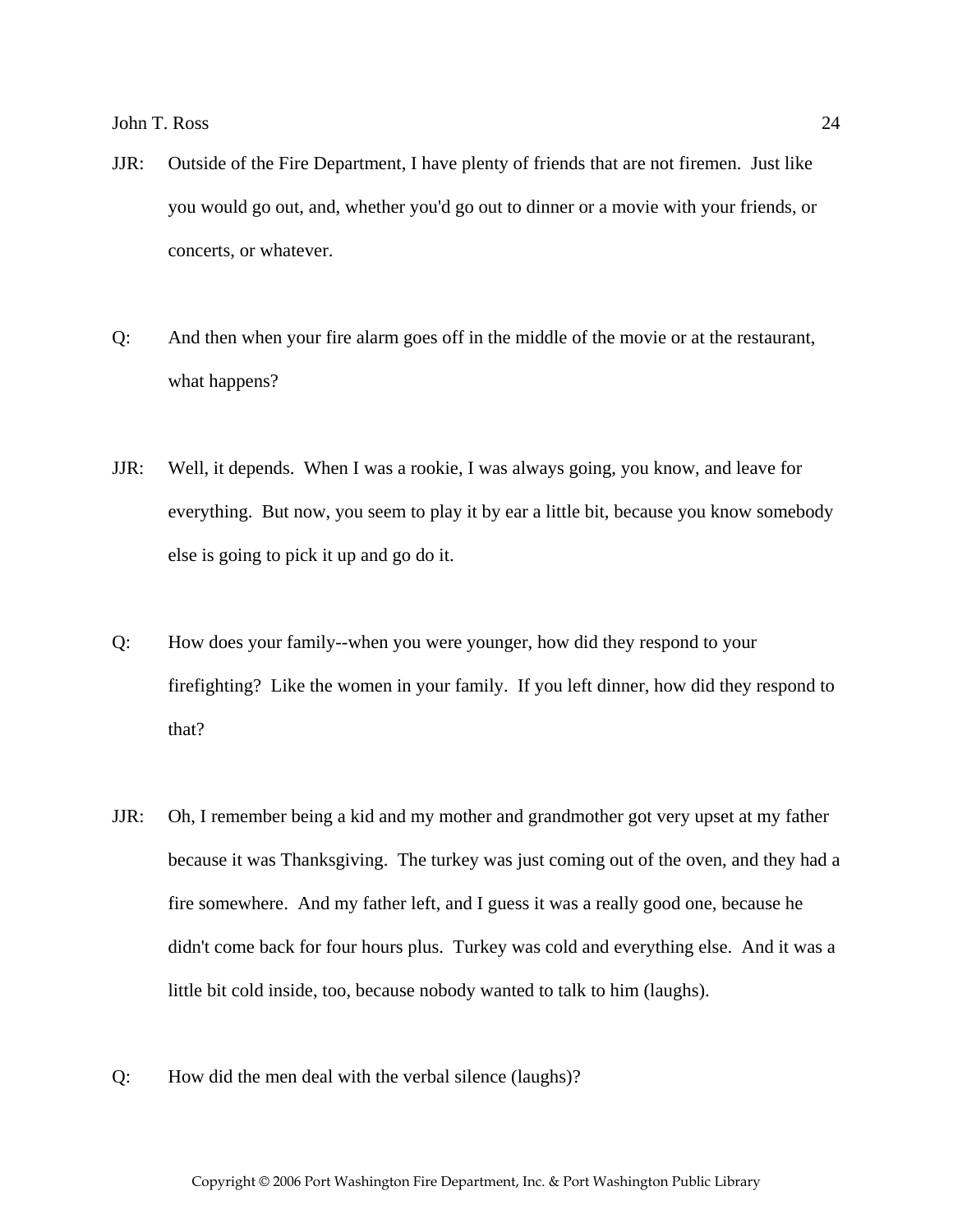JJR: Outside of the Fire Department, I have plenty of friends that are not firemen. Just like you would go out, and, whether you'd go out to dinner or a movie with your friends, or concerts, or whatever.

Q: And then when your fire alarm goes off in the middle of the movie or at the restaurant, what happens?

JJR: Well, it depends. When I was a rookie, I was always going, you know, and leave for everything. But now, you seem to play it by ear a little bit, because you know somebody else is going to pick it up and go do it.

Q: How does your family--when you were younger, how did they respond to your firefighting? Like the women in your family. If you left dinner, how did they respond to that?

JJR: Oh, I remember being a kid and my mother and grandmother got very upset at my father because it was Thanksgiving. The turkey was just coming out of the oven, and they had a fire somewhere. And my father left, and I guess it was a really good one, because he didn't come back for four hours plus. Turkey was cold and everything else. And it was a little bit cold inside, too, because nobody wanted to talk to him (laughs).

Q: How did the men deal with the verbal silence (laughs)?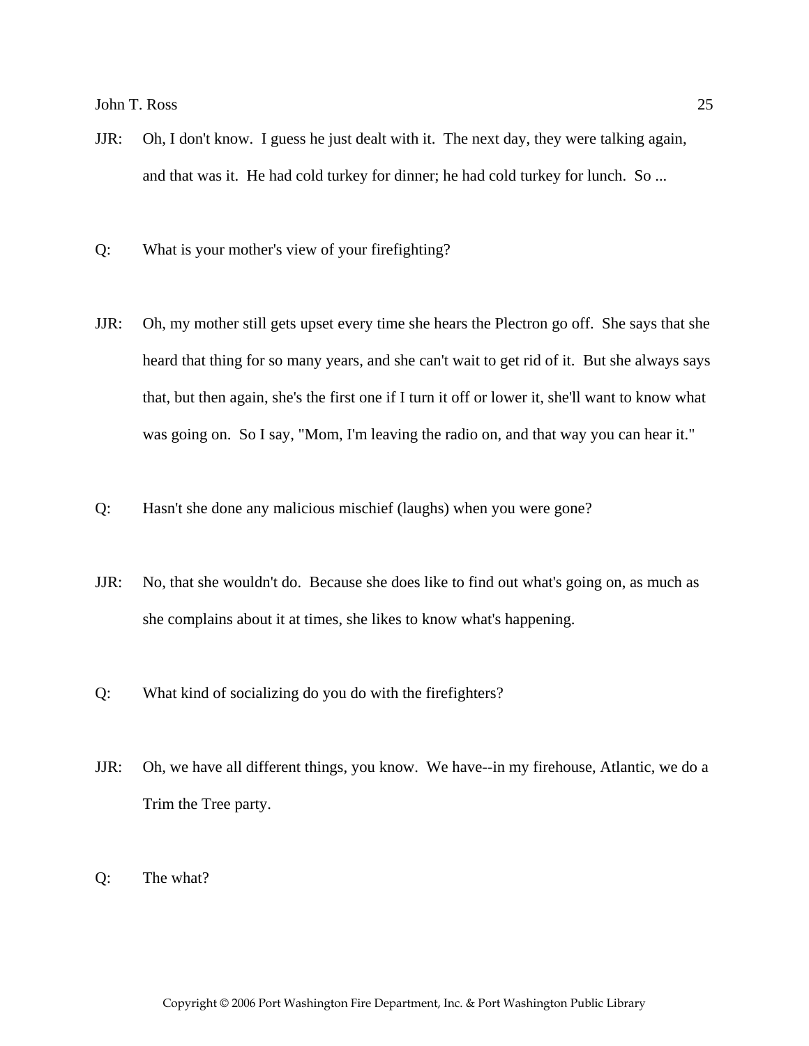JJR: Oh, I don't know. I guess he just dealt with it. The next day, they were talking again, and that was it. He had cold turkey for dinner; he had cold turkey for lunch. So ...

Q: What is your mother's view of your firefighting?

JJR: Oh, my mother still gets upset every time she hears the Plectron go off. She says that she heard that thing for so many years, and she can't wait to get rid of it. But she always says that, but then again, she's the first one if I turn it off or lower it, she'll want to know what was going on. So I say, "Mom, I'm leaving the radio on, and that way you can hear it."

Q: Hasn't she done any malicious mischief (laughs) when you were gone?

JJR: No, that she wouldn't do. Because she does like to find out what's going on, as much as she complains about it at times, she likes to know what's happening.

Q: What kind of socializing do you do with the firefighters?

JJR: Oh, we have all different things, you know. We have--in my firehouse, Atlantic, we do a Trim the Tree party.

Q: The what?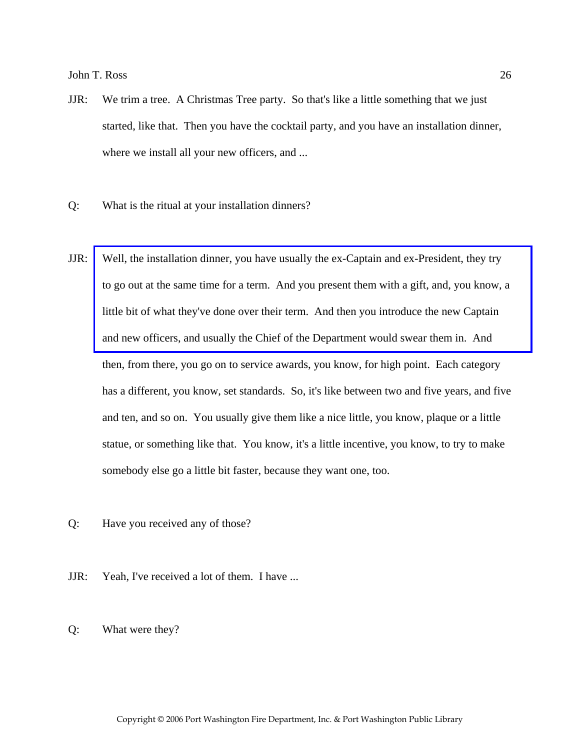JJR: We trim a tree. A Christmas Tree party. So that's like a little something that we just started, like that. Then you have the cocktail party, and you have an installation dinner, where we install all your new officers, and ...

Q: What is the ritual at your installation dinners?

JJR: Well, the installation dinner, you have usually the ex-Captain and ex-President, they try to go out at the same time for a term. And you present them with a gift, and, you know, a little bit of what they've done over their term. And then you introduce the new Captain and new officers, and usually the Chief of the Department would swear them in. And then, from there, you go on to service awards, you know, for high point. Each category has a different, you know, set standards. So, it's like between two and five years, and five and ten, and so on. You usually give them like a nice little, you know, plaque or a little statue, or something like that. You know, it's a little incentive, you know, to try to make somebody else go a little bit faster, because they want one, too.

Q: Have you received any of those?

JJR: Yeah, I've received a lot of them. I have ...

Q: What were they?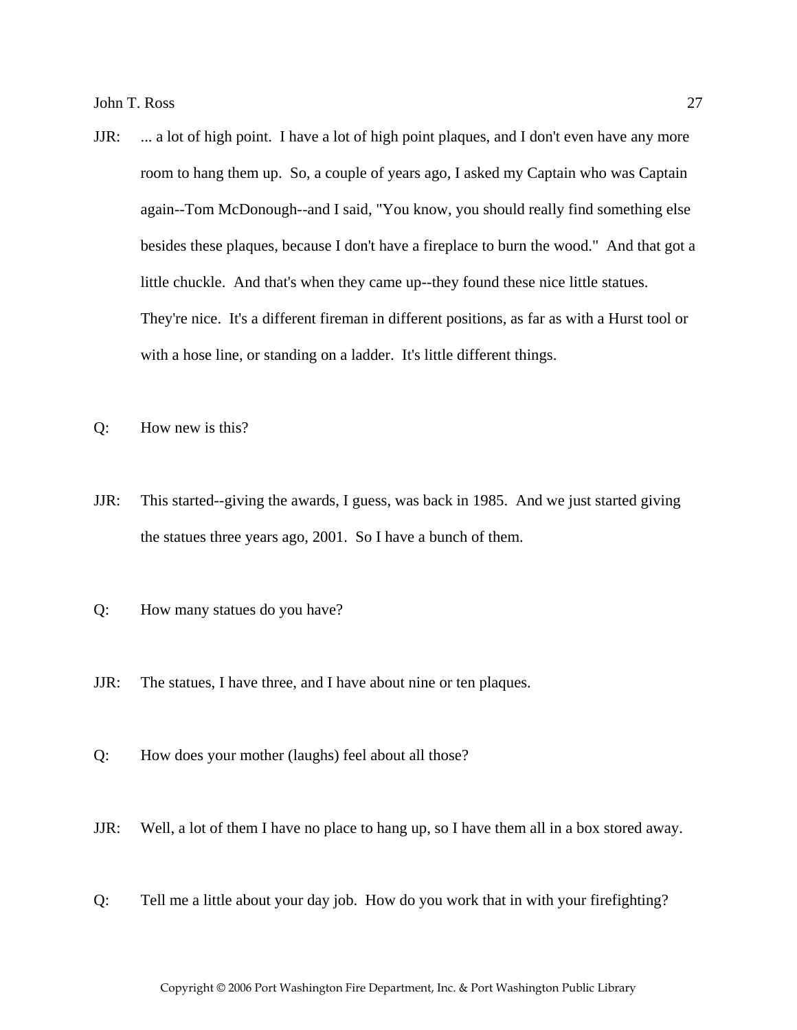JJR: ... a lot of high point. I have a lot of high point plaques, and I don't even have any more room to hang them up. So, a couple of years ago, I asked my Captain who was Captain again--Tom McDonough--and I said, "You know, you should really find something else besides these plaques, because I don't have a fireplace to burn the wood." And that got a little chuckle. And that's when they came up--they found these nice little statues. They're nice. It's a different fireman in different positions, as far as with a Hurst tool or with a hose line, or standing on a ladder. It's little different things.

Q: How new is this?

JJR: This started--giving the awards, I guess, was back in 1985. And we just started giving the statues three years ago, 2001. So I have a bunch of them.

Q: How many statues do you have?

JJR: The statues, I have three, and I have about nine or ten plaques.

Q: How does your mother (laughs) feel about all those?

JJR: Well, a lot of them I have no place to hang up, so I have them all in a box stored away.

Q: Tell me a little about your day job. How do you work that in with your firefighting?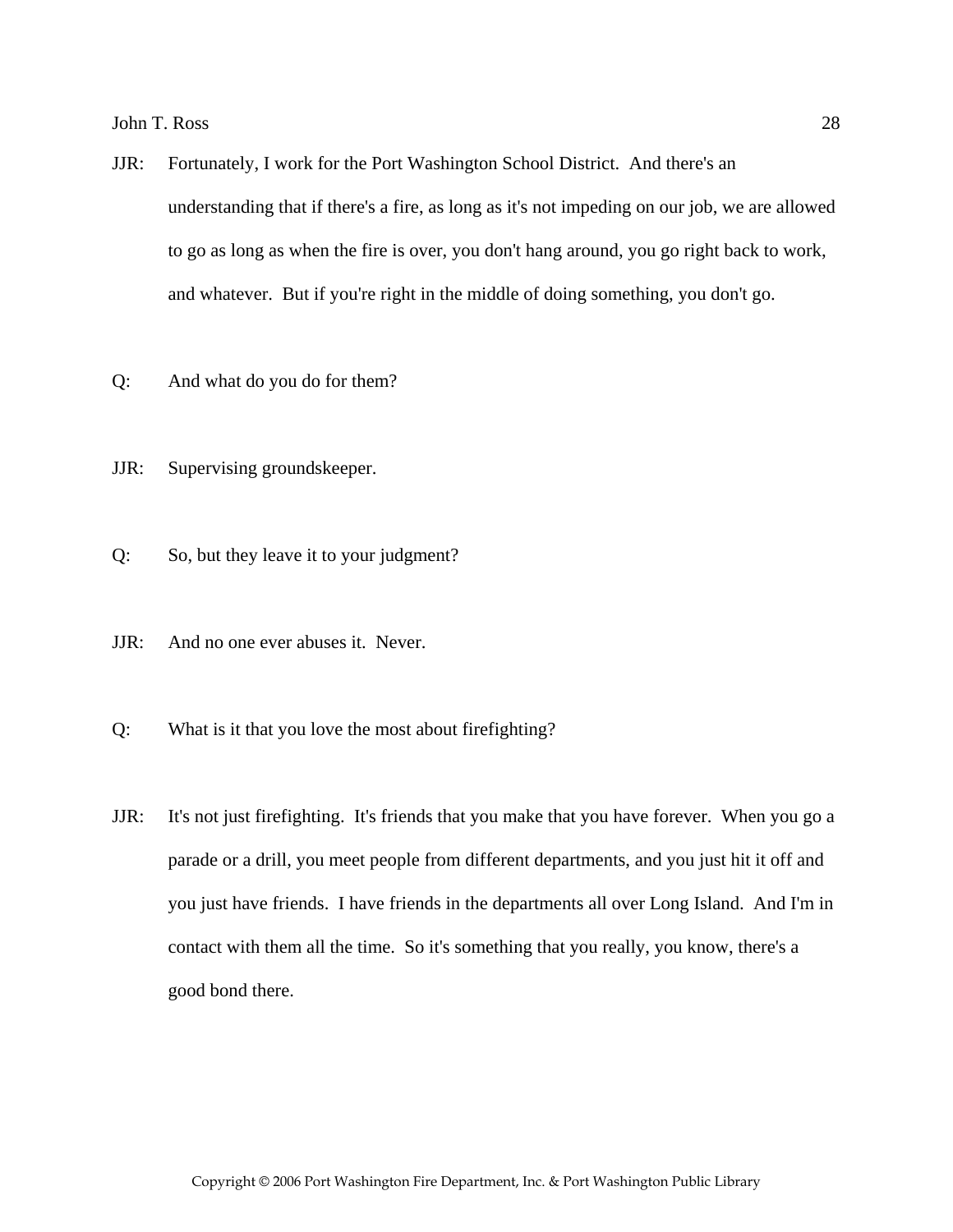JJR: Fortunately, I work for the Port Washington School District. And there's an understanding that if there's a fire, as long as it's not impeding on our job, we are allowed to go as long as when the fire is over, you don't hang around, you go right back to work, and whatever. But if you're right in the middle of doing something, you don't go.

Q: And what do you do for them?

JJR: Supervising groundskeeper.

Q: So, but they leave it to your judgment?

JJR: And no one ever abuses it. Never.

Q: What is it that you love the most about firefighting?

JJR: It's not just firefighting. It's friends that you make that you have forever. When you go a parade or a drill, you meet people from different departments, and you just hit it off and you just have friends. I have friends in the departments all over Long Island. And I'm in contact with them all the time. So it's something that you really, you know, there's a good bond there.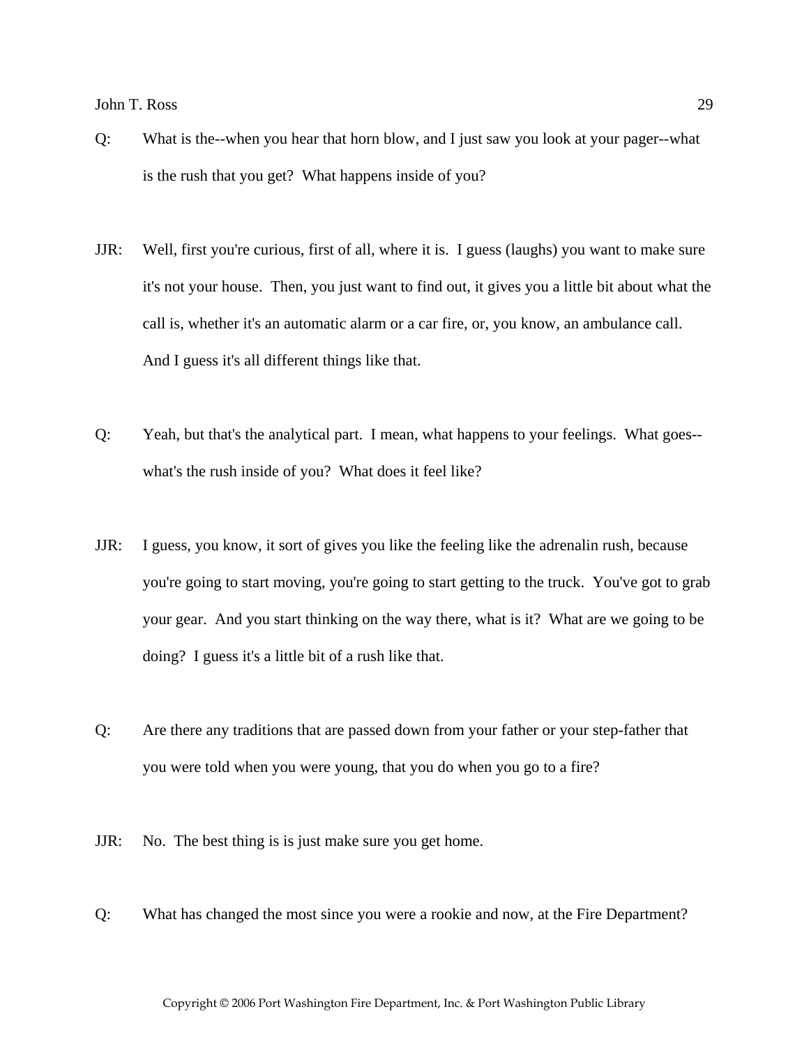Q: What is the--when you hear that horn blow, and I just saw you look at your pager--what is the rush that you get? What happens inside of you?

JJR: Well, first you're curious, first of all, where it is. I guess (laughs) you want to make sure it's not your house. Then, you just want to find out, it gives you a little bit about what the call is, whether it's an automatic alarm or a car fire, or, you know, an ambulance call. And I guess it's all different things like that.

Q: Yeah, but that's the analytical part. I mean, what happens to your feelings. What goes--what's the rush inside of you? What does it feel like?

JJR: I guess, you know, it sort of gives you like the feeling like the adrenalin rush, because you're going to start moving, you're going to start getting to the truck. You've got to grab your gear. And you start thinking on the way there, what is it? What are we going to be doing? I guess it's a little bit of a rush like that.

Q: Are there any traditions that are passed down from your father or your step-father that you were told when you were young, that you do when you go to a fire?

JJR: No. The best thing is is just make sure you get home.

Q: What has changed the most since you were a rookie and now, at the Fire Department?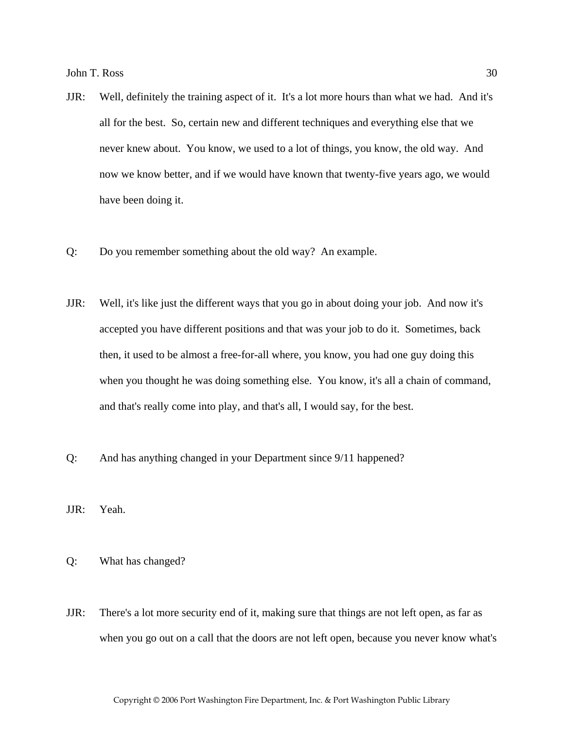JJR: Well, definitely the training aspect of it. It's a lot more hours than what we had. And it's all for the best. So, certain new and different techniques and everything else that we never knew about. You know, we used to a lot of things, you know, the old way. And now we know better, and if we would have known that twenty-five years ago, we would have been doing it.

Q: Do you remember something about the old way? An example.

JJR: Well, it's like just the different ways that you go in about doing your job. And now it's accepted you have different positions and that was your job to do it. Sometimes, back then, it used to be almost a free-for-all where, you know, you had one guy doing this when you thought he was doing something else. You know, it's all a chain of command, and that's really come into play, and that's all, I would say, for the best.

Q: And has anything changed in your Department since 9/11 happened?

JJR: Yeah.

Q: What has changed?

JJR: There's a lot more security end of it, making sure that things are not left open, as far as when you go out on a call that the doors are not left open, because you never know what's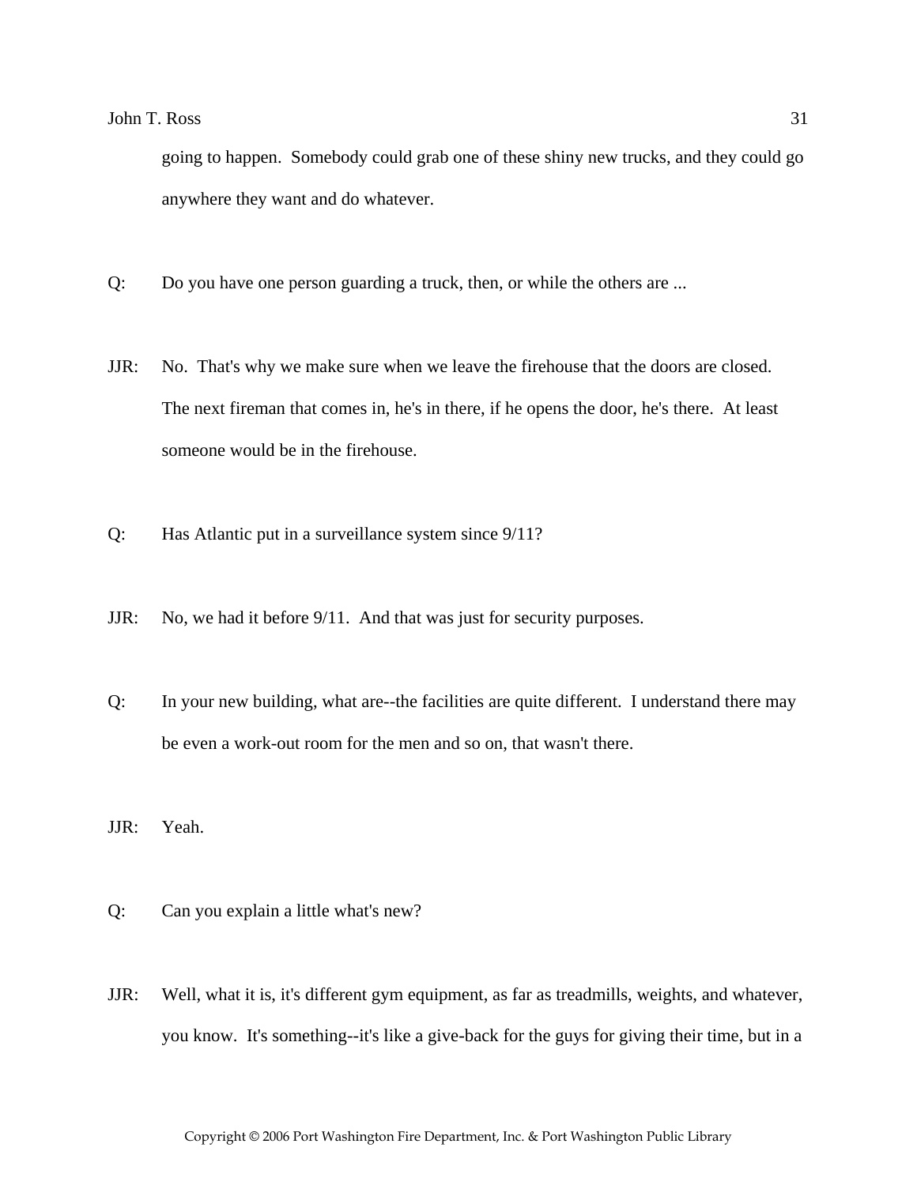going to happen. Somebody could grab one of these shiny new trucks, and they could go anywhere they want and do whatever.

Q: Do you have one person guarding a truck, then, or while the others are ...

JJR: No. That's why we make sure when we leave the firehouse that the doors are closed. The next fireman that comes in, he's in there, if he opens the door, he's there. At least someone would be in the firehouse.

Q: Has Atlantic put in a surveillance system since 9/11?

JJR: No, we had it before 9/11. And that was just for security purposes.

Q: In your new building, what are--the facilities are quite different. I understand there may be even a work-out room for the men and so on, that wasn't there.

JJR: Yeah.

Q: Can you explain a little what's new?

JJR: Well, what it is, it's different gym equipment, as far as treadmills, weights, and whatever, you know. It's something--it's like a give-back for the guys for giving their time, but in a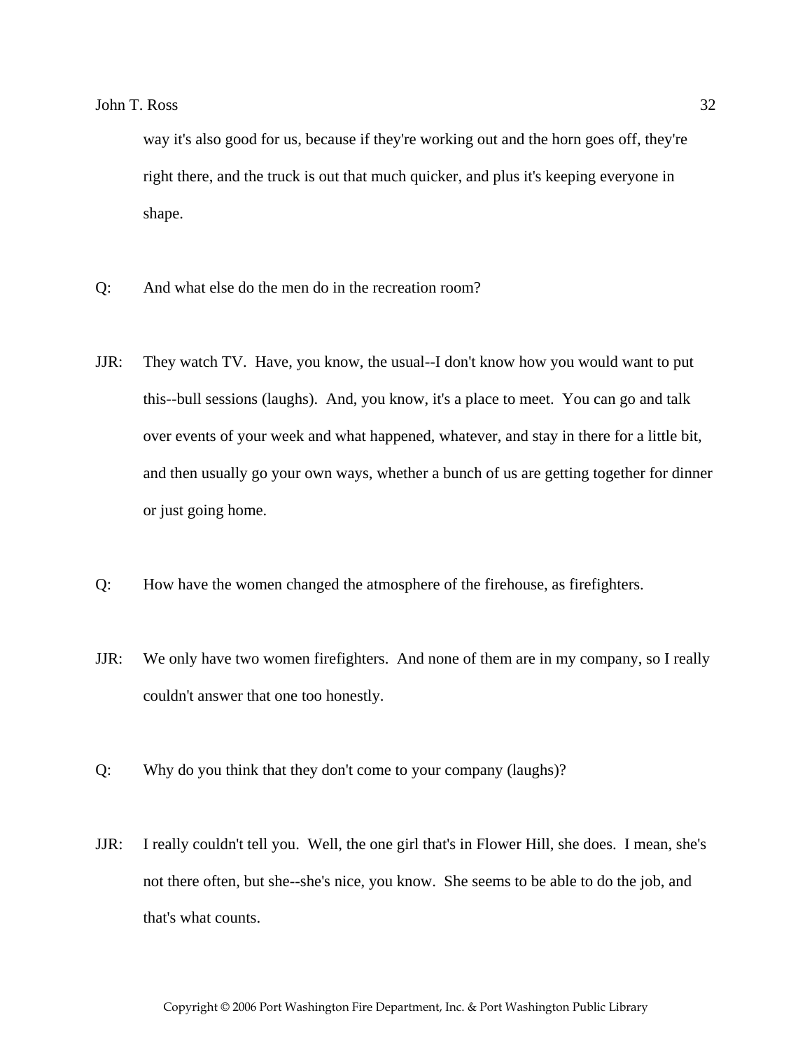way it's also good for us, because if they're working out and the horn goes off, they're right there, and the truck is out that much quicker, and plus it's keeping everyone in shape.

Q: And what else do the men do in the recreation room?

JJR: They watch TV. Have, you know, the usual--I don't know how you would want to put this--bull sessions (laughs). And, you know, it's a place to meet. You can go and talk over events of your week and what happened, whatever, and stay in there for a little bit, and then usually go your own ways, whether a bunch of us are getting together for dinner or just going home.

Q: How have the women changed the atmosphere of the firehouse, as firefighters.

JJR: We only have two women firefighters. And none of them are in my company, so I really couldn't answer that one too honestly.

Q: Why do you think that they don't come to your company (laughs)?

JJR: I really couldn't tell you. Well, the one girl that's in Flower Hill, she does. I mean, she's not there often, but she--she's nice, you know. She seems to be able to do the job, and that's what counts.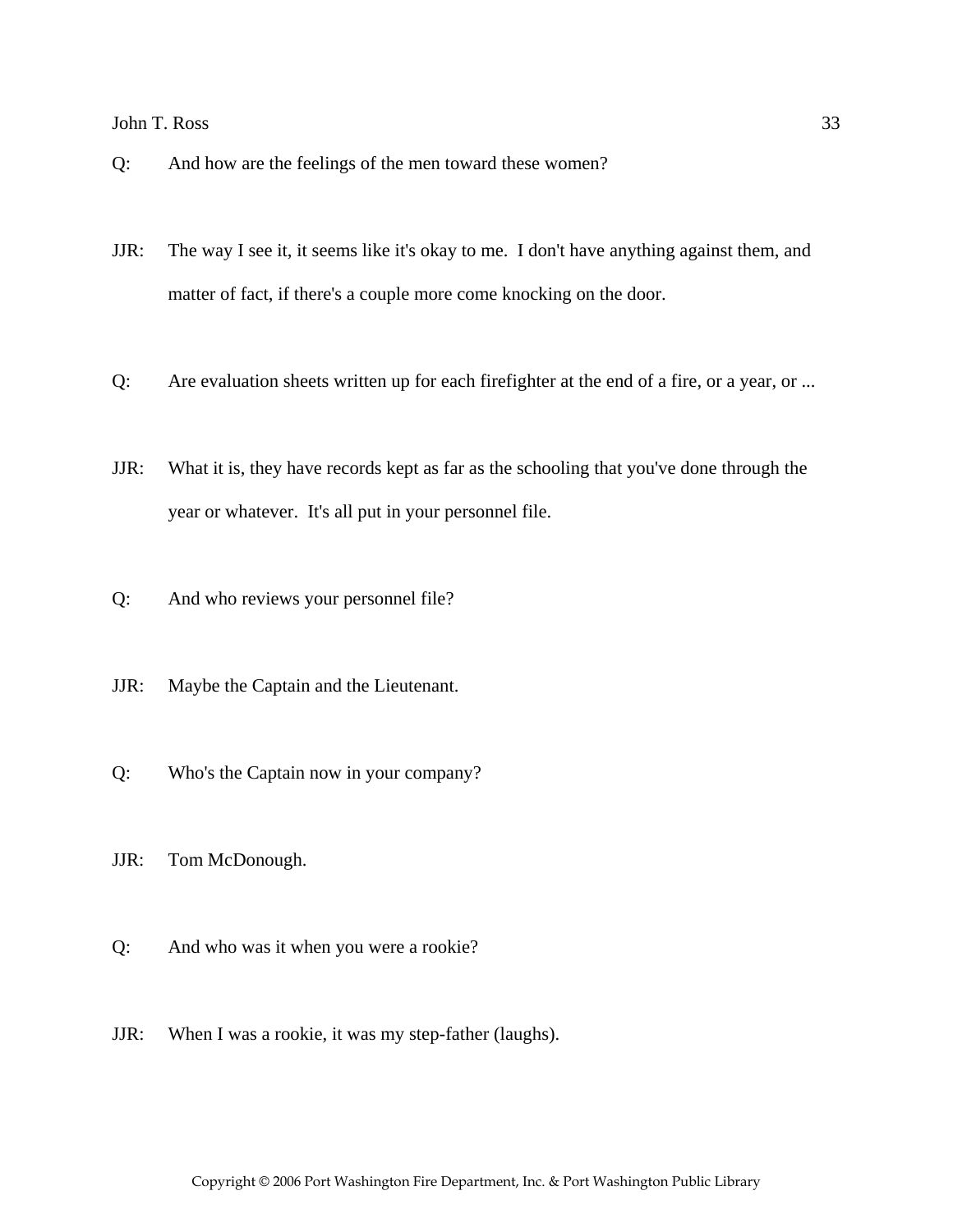Q: And how are the feelings of the men toward these women?

JJR: The way I see it, it seems like it's okay to me. I don't have anything against them, and matter of fact, if there's a couple more come knocking on the door.

Q: Are evaluation sheets written up for each firefighter at the end of a fire, or a year, or ...

JJR: What it is, they have records kept as far as the schooling that you've done through the year or whatever. It's all put in your personnel file.

Q: And who reviews your personnel file?

JJR: Maybe the Captain and the Lieutenant.

Q: Who's the Captain now in your company?

JJR: Tom McDonough.

Q: And who was it when you were a rookie?

JJR: When I was a rookie, it was my step-father (laughs).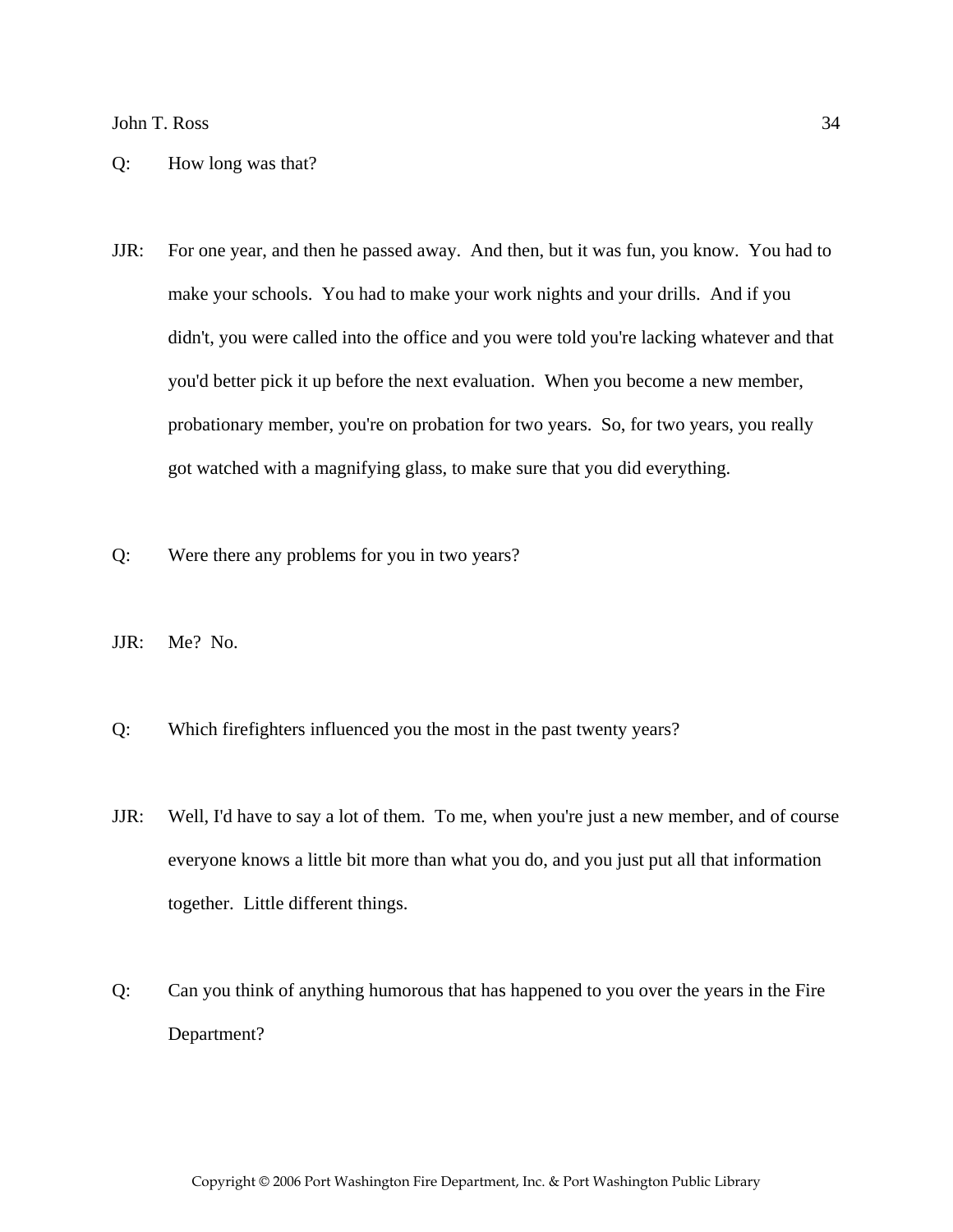Q: How long was that?

JJR: For one year, and then he passed away. And then, but it was fun, you know. You had to make your schools. You had to make your work nights and your drills. And if you didn't, you were called into the office and you were told you're lacking whatever and that you'd better pick it up before the next evaluation. When you become a new member, probationary member, you're on probation for two years. So, for two years, you really got watched with a magnifying glass, to make sure that you did everything.

Q: Were there any problems for you in two years?

JJR: Me? No.

Q: Which firefighters influenced you the most in the past twenty years?

JJR: Well, I'd have to say a lot of them. To me, when you're just a new member, and of course everyone knows a little bit more than what you do, and you just put all that information together. Little different things.

Q: Can you think of anything humorous that has happened to you over the years in the Fire Department?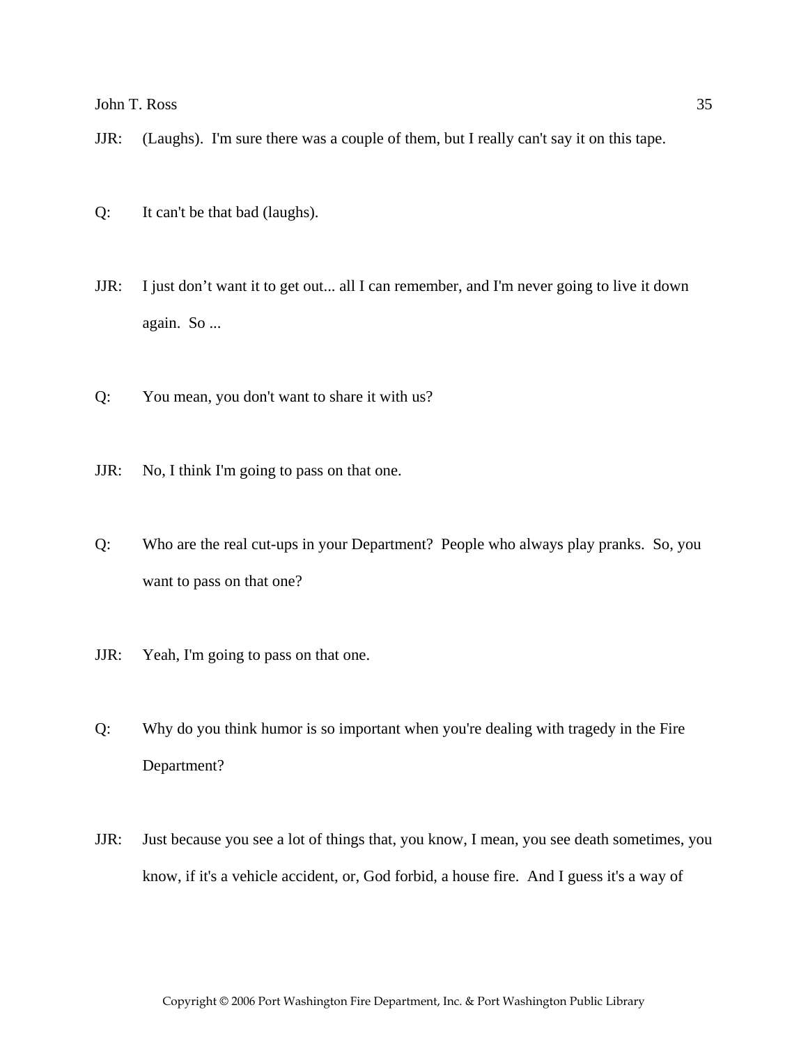JJR: (Laughs). I'm sure there was a couple of them, but I really can't say it on this tape.

Q: It can't be that bad (laughs).

JJR: I just don’t want it to get out... all I can remember, and I'm never going to live it down again. So ...

Q: You mean, you don't want to share it with us?

JJR: No, I think I'm going to pass on that one.

Q: Who are the real cut-ups in your Department? People who always play pranks. So, you want to pass on that one?

JJR: Yeah, I'm going to pass on that one.

Q: Why do you think humor is so important when you're dealing with tragedy in the Fire Department?

JJR: Just because you see a lot of things that, you know, I mean, you see death sometimes, you know, if it's a vehicle accident, or, God forbid, a house fire. And I guess it's a way of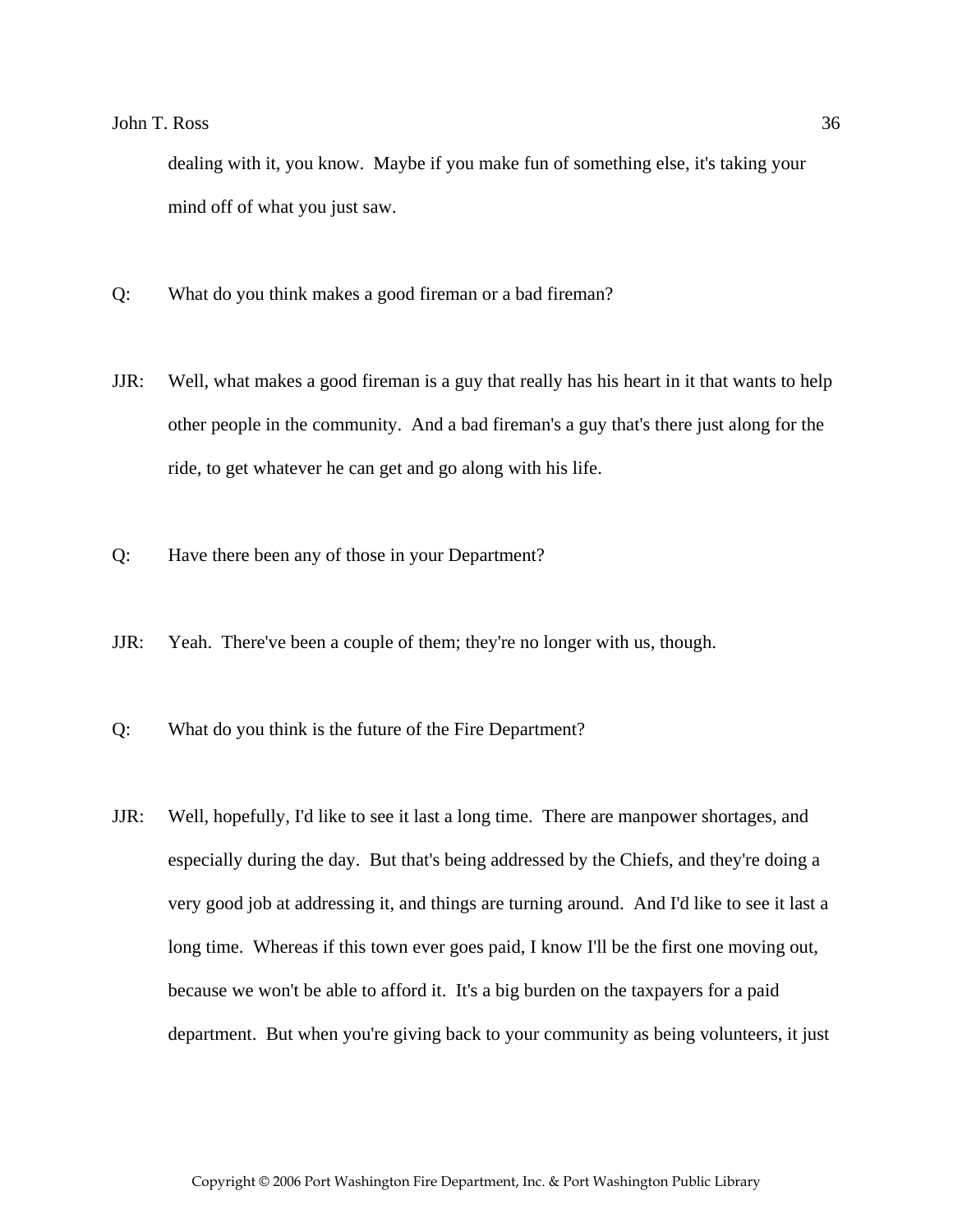dealing with it, you know. Maybe if you make fun of something else, it's taking your mind off of what you just saw.

Q: What do you think makes a good fireman or a bad fireman?

JJR: Well, what makes a good fireman is a guy that really has his heart in it that wants to help other people in the community. And a bad fireman's a guy that's there just along for the ride, to get whatever he can get and go along with his life.

Q: Have there been any of those in your Department?

JJR: Yeah. There've been a couple of them; they're no longer with us, though.

Q: What do you think is the future of the Fire Department?

JJR: Well, hopefully, I'd like to see it last a long time. There are manpower shortages, and especially during the day. But that's being addressed by the Chiefs, and they're doing a very good job at addressing it, and things are turning around. And I'd like to see it last a long time. Whereas if this town ever goes paid, I know I'll be the first one moving out, because we won't be able to afford it. It's a big burden on the taxpayers for a paid department. But when you're giving back to your community as being volunteers, it just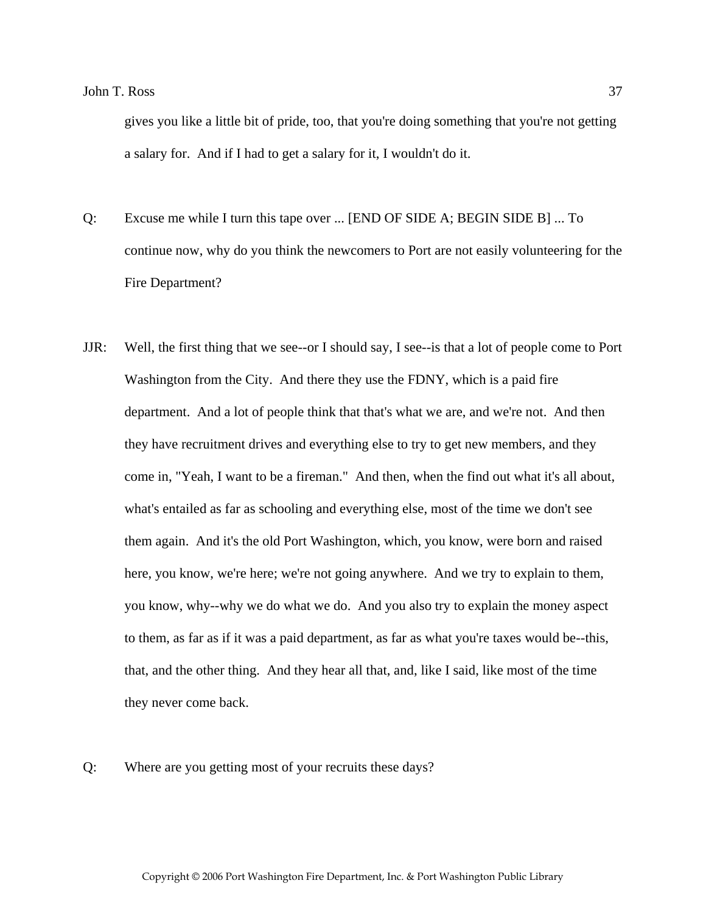gives you like a little bit of pride, too, that you're doing something that you're not getting a salary for. And if I had to get a salary for it, I wouldn't do it.

Q: Excuse me while I turn this tape over ... [END OF SIDE A; BEGIN SIDE B] ... To continue now, why do you think the newcomers to Port are not easily volunteering for the Fire Department?

JJR: Well, the first thing that we see--or I should say, I see--is that a lot of people come to Port Washington from the City. And there they use the FDNY, which is a paid fire department. And a lot of people think that that's what we are, and we're not. And then they have recruitment drives and everything else to try to get new members, and they come in, "Yeah, I want to be a fireman." And then, when the find out what it's all about, what's entailed as far as schooling and everything else, most of the time we don't see them again. And it's the old Port Washington, which, you know, were born and raised here, you know, we're here; we're not going anywhere. And we try to explain to them, you know, why--why we do what we do. And you also try to explain the money aspect to them, as far as if it was a paid department, as far as what you're taxes would be--this, that, and the other thing. And they hear all that, and, like I said, like most of the time they never come back.

Q: Where are you getting most of your recruits these days?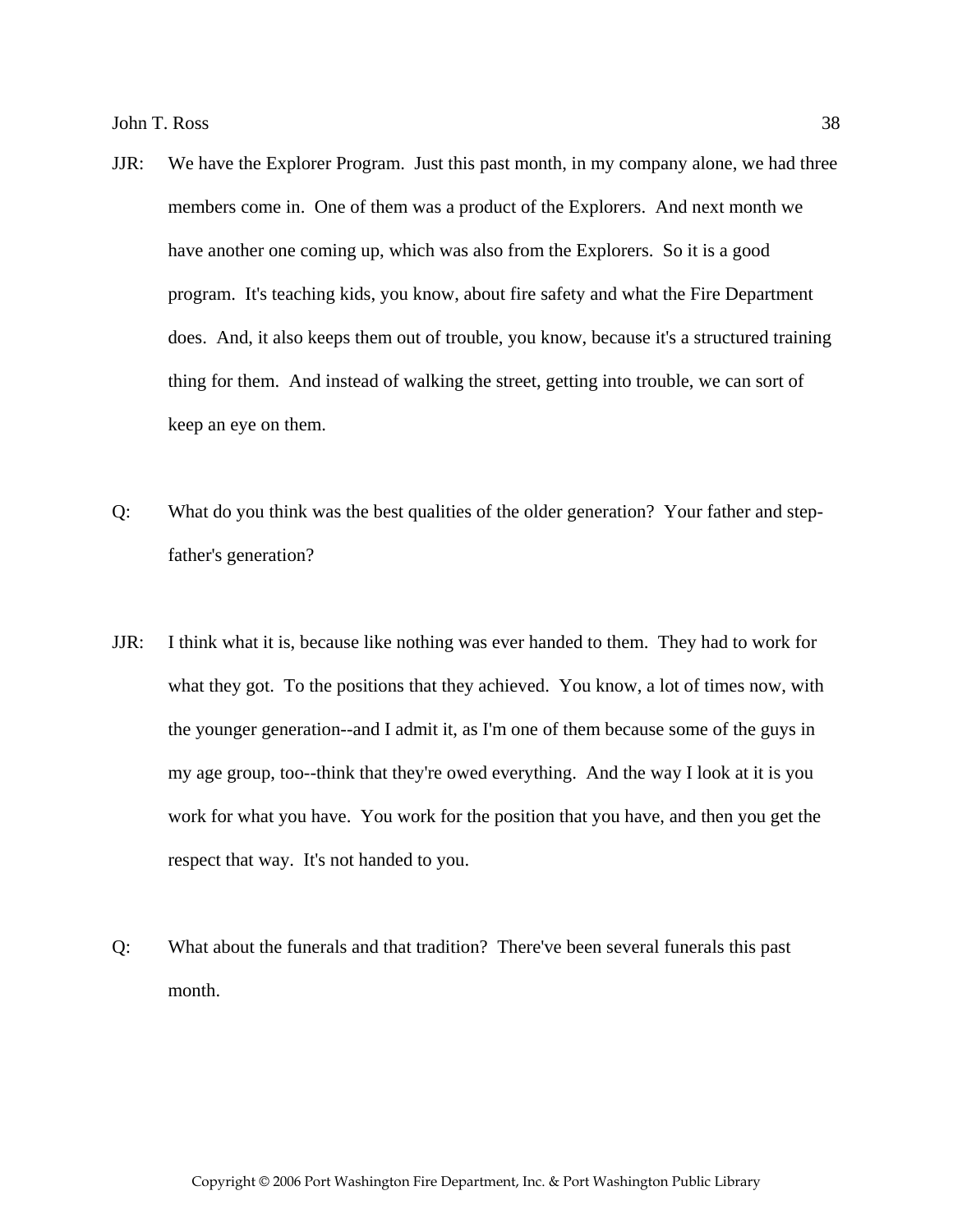JJR: We have the Explorer Program. Just this past month, in my company alone, we had three members come in. One of them was a product of the Explorers. And next month we have another one coming up, which was also from the Explorers. So it is a good program. It's teaching kids, you know, about fire safety and what the Fire Department does. And, it also keeps them out of trouble, you know, because it's a structured training thing for them. And instead of walking the street, getting into trouble, we can sort of keep an eye on them.

Q: What do you think was the best qualities of the older generation? Your father and step-father's generation?

JJR: I think what it is, because like nothing was ever handed to them. They had to work for what they got. To the positions that they achieved. You know, a lot of times now, with the younger generation--and I admit it, as I'm one of them because some of the guys in my age group, too--think that they're owed everything. And the way I look at it is you work for what you have. You work for the position that you have, and then you get the respect that way. It's not handed to you.

Q: What about the funerals and that tradition? There've been several funerals this past month.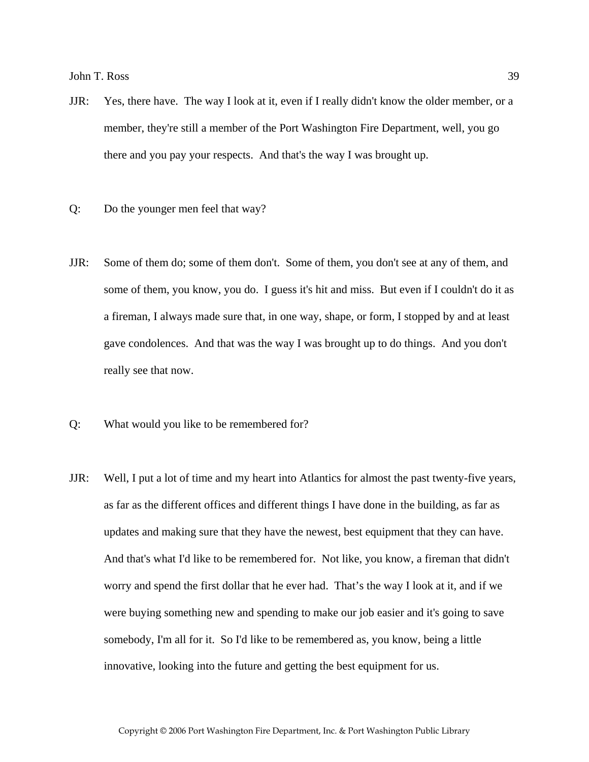JJR: Yes, there have. The way I look at it, even if I really didn't know the older member, or a member, they're still a member of the Port Washington Fire Department, well, you go there and you pay your respects. And that's the way I was brought up.

Q: Do the younger men feel that way?

JJR: Some of them do; some of them don't. Some of them, you don't see at any of them, and some of them, you know, you do. I guess it's hit and miss. But even if I couldn't do it as a fireman, I always made sure that, in one way, shape, or form, I stopped by and at least gave condolences. And that was the way I was brought up to do things. And you don't really see that now.

Q: What would you like to be remembered for?

JJR: Well, I put a lot of time and my heart into Atlantics for almost the past twenty-five years, as far as the different offices and different things I have done in the building, as far as updates and making sure that they have the newest, best equipment that they can have. And that's what I'd like to be remembered for. Not like, you know, a fireman that didn't worry and spend the first dollar that he ever had. That's the way I look at it, and if we were buying something new and spending to make our job easier and it's going to save somebody, I'm all for it. So I'd like to be remembered as, you know, being a little innovative, looking into the future and getting the best equipment for us.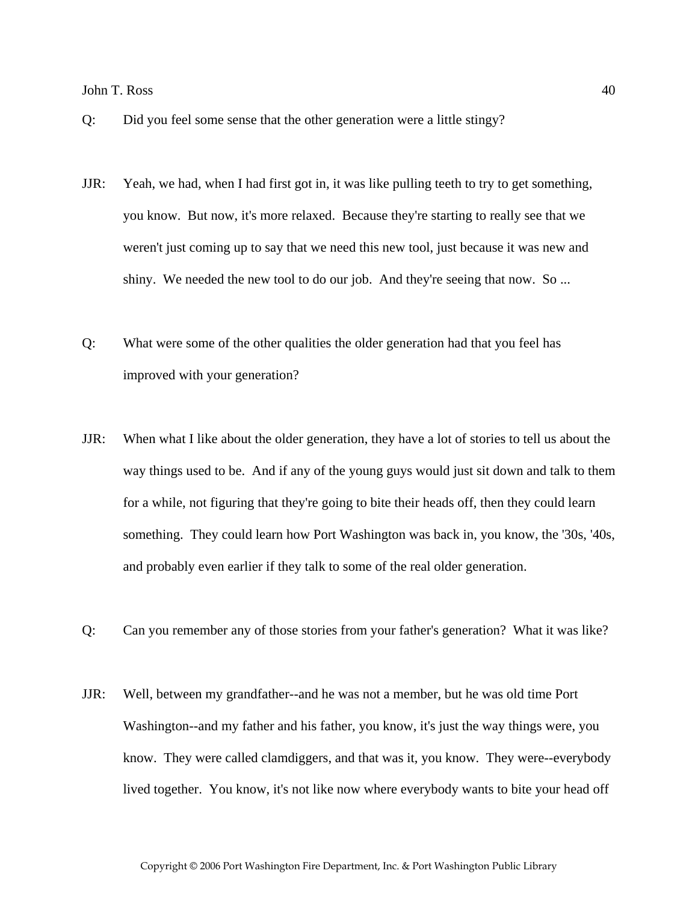Q: Did you feel some sense that the other generation were a little stingy?

JJR: Yeah, we had, when I had first got in, it was like pulling teeth to try to get something, you know. But now, it's more relaxed. Because they're starting to really see that we weren't just coming up to say that we need this new tool, just because it was new and shiny. We needed the new tool to do our job. And they're seeing that now. So ...

Q: What were some of the other qualities the older generation had that you feel has improved with your generation?

JJR: When what I like about the older generation, they have a lot of stories to tell us about the way things used to be. And if any of the young guys would just sit down and talk to them for a while, not figuring that they're going to bite their heads off, then they could learn something. They could learn how Port Washington was back in, you know, the '30s, '40s, and probably even earlier if they talk to some of the real older generation.

Q: Can you remember any of those stories from your father's generation? What it was like?

JJR: Well, between my grandfather--and he was not a member, but he was old time Port Washington--and my father and his father, you know, it's just the way things were, you know. They were called clamdiggers, and that was it, you know. They were--everybody lived together. You know, it's not like now where everybody wants to bite your head off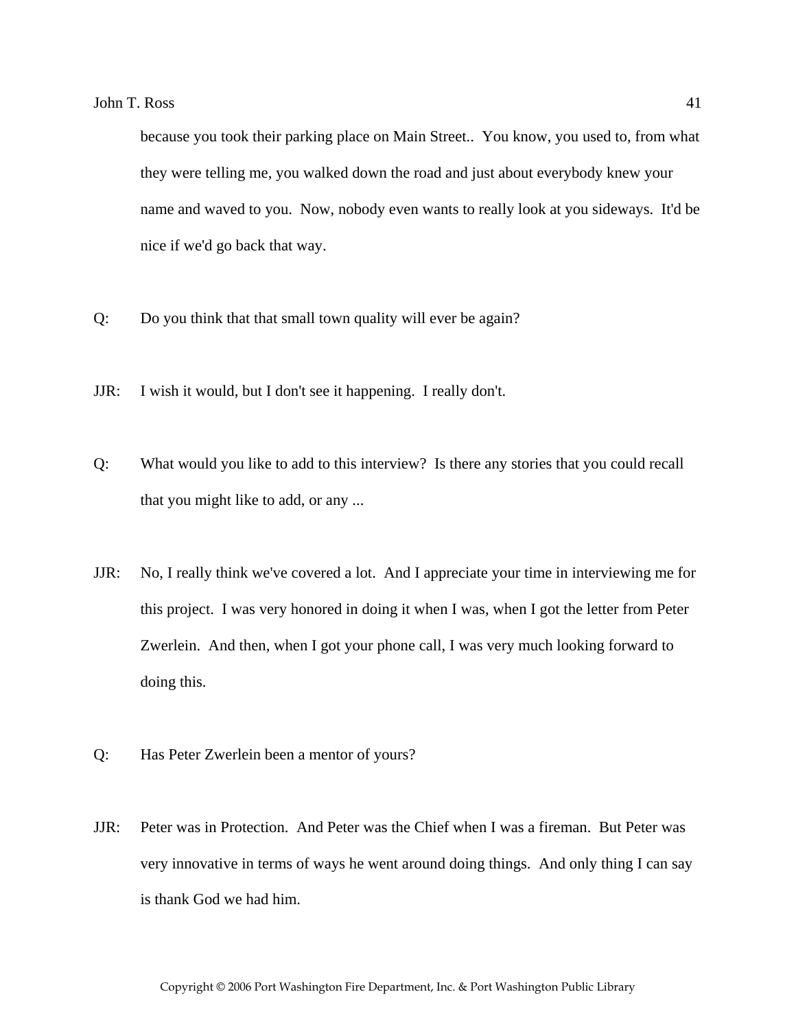because you took their parking place on Main Street.. You know, you used to, from what they were telling me, you walked down the road and just about everybody knew your name and waved to you. Now, nobody even wants to really look at you sideways. It'd be nice if we'd go back that way.

Q: Do you think that that small town quality will ever be again?

JJR: I wish it would, but I don't see it happening. I really don't.

Q: What would you like to add to this interview? Is there any stories that you could recall that you might like to add, or any ...

JJR: No, I really think we've covered a lot. And I appreciate your time in interviewing me for this project. I was very honored in doing it when I was, when I got the letter from Peter Zwerlein. And then, when I got your phone call, I was very much looking forward to doing this.

Q: Has Peter Zwerlein been a mentor of yours?

JJR: Peter was in Protection. And Peter was the Chief when I was a fireman. But Peter was very innovative in terms of ways he went around doing things. And only thing I can say is thank God we had him.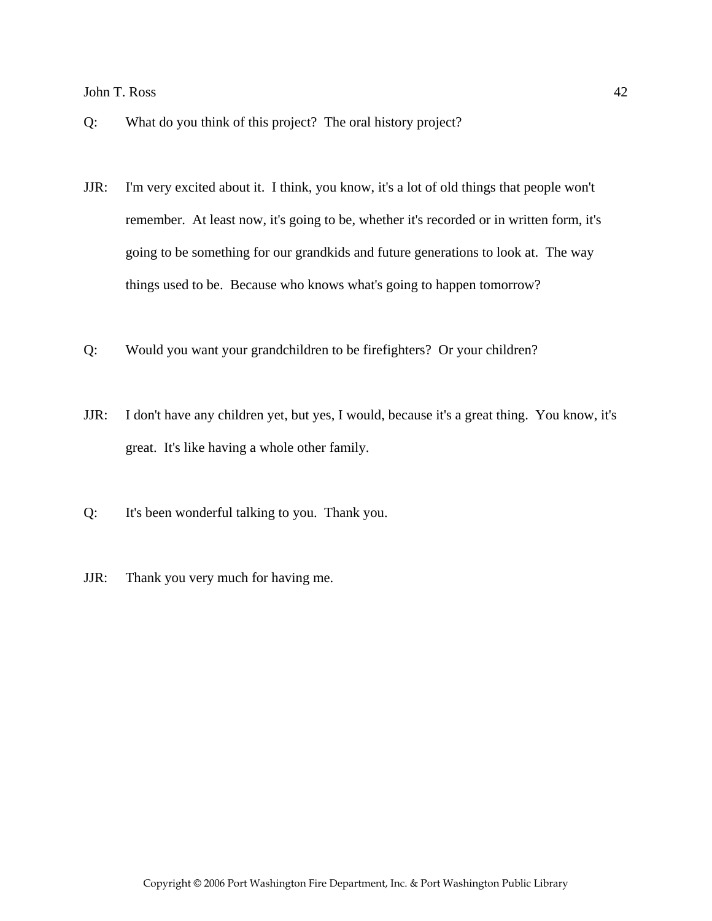Q: What do you think of this project? The oral history project?

JJR: I'm very excited about it. I think, you know, it's a lot of old things that people won't remember. At least now, it's going to be, whether it's recorded or in written form, it's going to be something for our grandkids and future generations to look at. The way things used to be. Because who knows what's going to happen tomorrow?

Q: Would you want your grandchildren to be firefighters? Or your children?

JJR: I don't have any children yet, but yes, I would, because it's a great thing. You know, it's great. It's like having a whole other family.

Q: It's been wonderful talking to you. Thank you.

JJR: Thank you very much for having me.